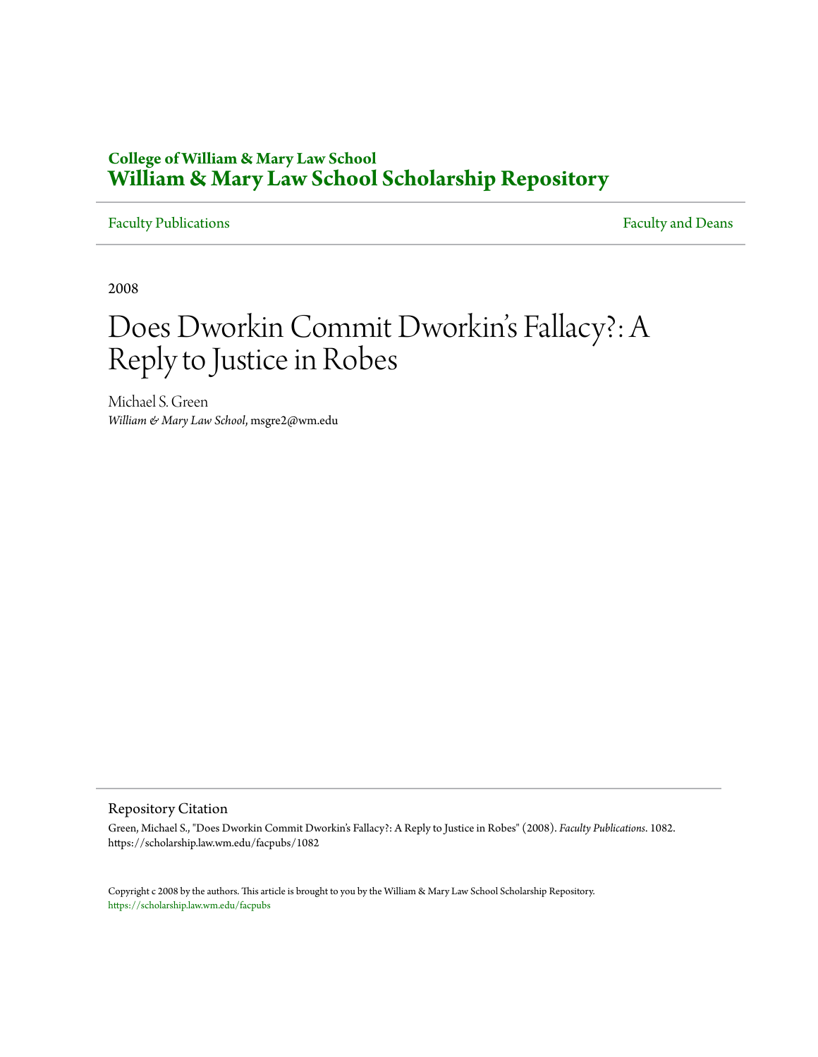**College of William & Mary Law School**
**William & Mary Law School Scholarship Repository**

Faculty Publications | Faculty and Deans

2008

# Does Dworkin Commit Dworkin's Fallacy?: A Reply to Justice in Robes

Michael S. Green
*William & Mary Law School*, msgre2@wm.edu

## Repository Citation

Green, Michael S., "Does Dworkin Commit Dworkin's Fallacy?: A Reply to Justice in Robes" (2008). *Faculty Publications*. 1082.
https://scholarship.law.wm.edu/facpubs/1082

Copyright c 2008 by the authors. This article is brought to you by the William & Mary Law School Scholarship Repository.
https://scholarship.law.wm.edu/facpubs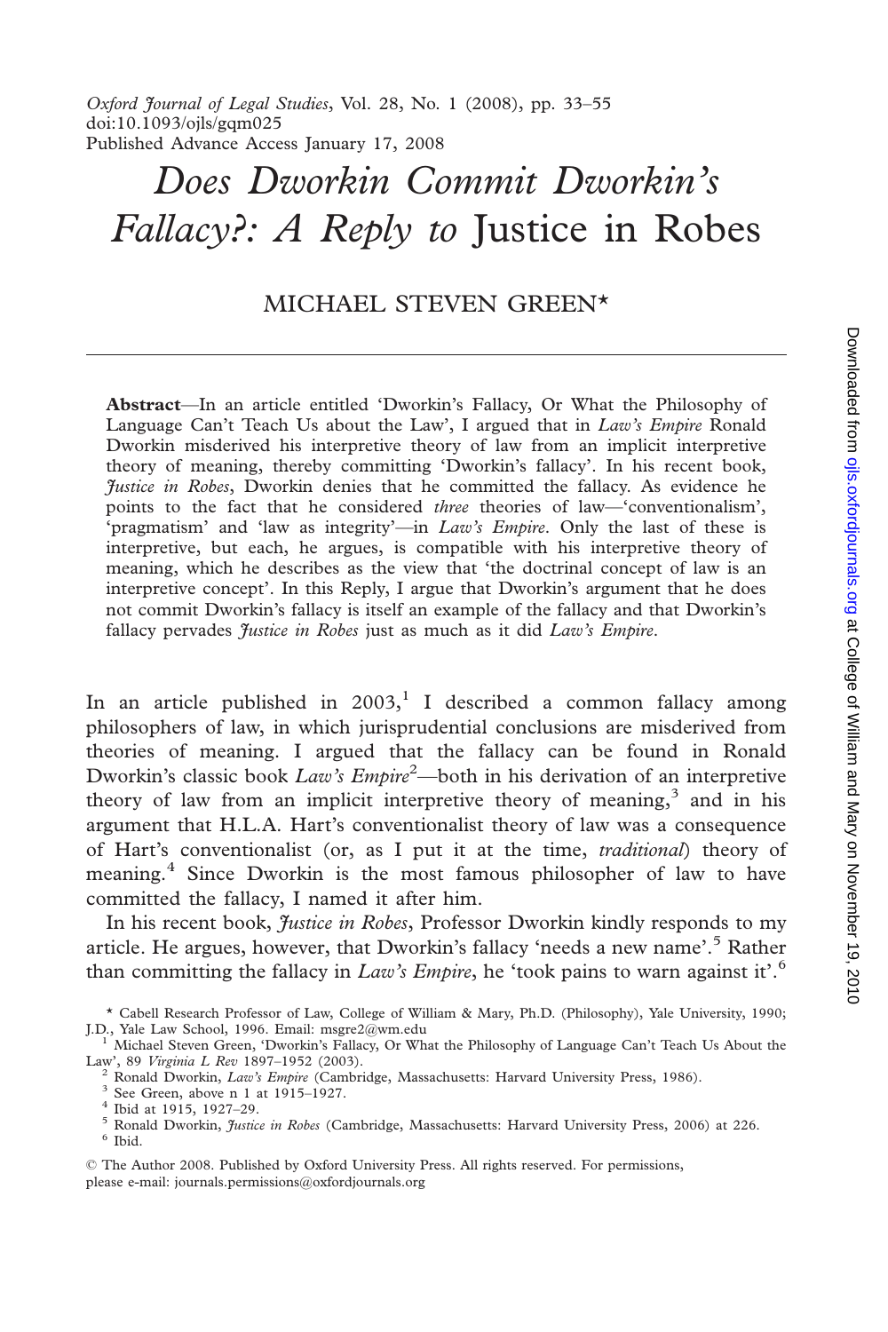*Oxford Journal of Legal Studies*, Vol. 28, No. 1 (2008), pp. 33–55
doi:10.1093/ojls/gqm025
Published Advance Access January 17, 2008

# *Does Dworkin Commit Dworkin's Fallacy?: A Reply to* Justice in Robes

MICHAEL STEVEN GREEN*

**Abstract**—In an article entitled 'Dworkin's Fallacy, Or What the Philosophy of Language Can't Teach Us about the Law', I argued that in *Law's Empire* Ronald Dworkin misderived his interpretive theory of law from an implicit interpretive theory of meaning, thereby committing 'Dworkin's fallacy'. In his recent book, *Justice in Robes*, Dworkin denies that he committed the fallacy. As evidence he points to the fact that he considered *three* theories of law—'conventionalism', 'pragmatism' and 'law as integrity'—in *Law's Empire*. Only the last of these is interpretive, but each, he argues, is compatible with his interpretive theory of meaning, which he describes as the view that 'the doctrinal concept of law is an interpretive concept'. In this Reply, I argue that Dworkin's argument that he does not commit Dworkin's fallacy is itself an example of the fallacy and that Dworkin's fallacy pervades *Justice in Robes* just as much as it did *Law's Empire*.

In an article published in 2003,[1] I described a common fallacy among philosophers of law, in which jurisprudential conclusions are misderived from theories of meaning. I argued that the fallacy can be found in Ronald Dworkin's classic book *Law's Empire*[2]—both in his derivation of an interpretive theory of law from an implicit interpretive theory of meaning,[3] and in his argument that H.L.A. Hart's conventionalist theory of law was a consequence of Hart's conventionalist (or, as I put it at the time, *traditional*) theory of meaning.[4] Since Dworkin is the most famous philosopher of law to have committed the fallacy, I named it after him.

In his recent book, *Justice in Robes*, Professor Dworkin kindly responds to my article. He argues, however, that Dworkin's fallacy 'needs a new name'.[5] Rather than committing the fallacy in *Law's Empire*, he 'took pains to warn against it'.[6]

* Cabell Research Professor of Law, College of William & Mary, Ph.D. (Philosophy), Yale University, 1990; J.D., Yale Law School, 1996. Email: msgre2@wm.edu

[1] Michael Steven Green, 'Dworkin's Fallacy, Or What the Philosophy of Language Can't Teach Us About the Law', 89 *Virginia L Rev* 1897–1952 (2003).

[2] Ronald Dworkin, *Law's Empire* (Cambridge, Massachusetts: Harvard University Press, 1986).

[3] See Green, above n 1 at 1915–1927.

[4] Ibid at 1915, 1927–29.

[5] Ronald Dworkin, *Justice in Robes* (Cambridge, Massachusetts: Harvard University Press, 2006) at 226.

[6] Ibid.

© The Author 2008. Published by Oxford University Press. All rights reserved. For permissions, please e-mail: journals.permissions@oxfordjournals.org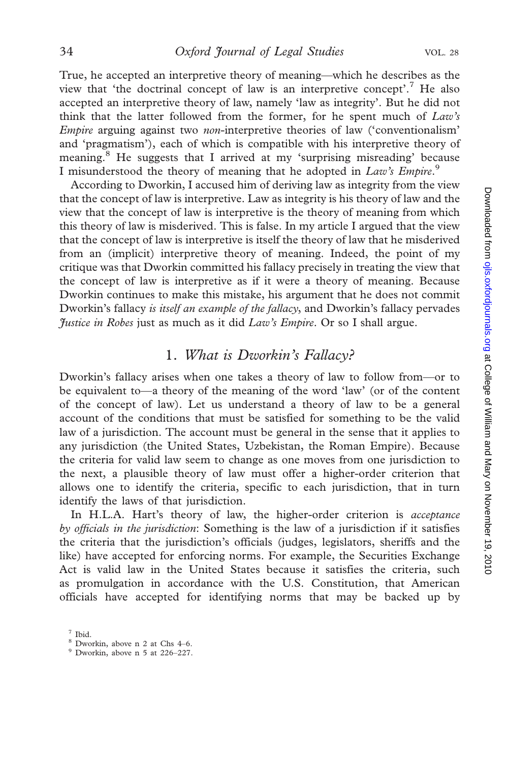True, he accepted an interpretive theory of meaning—which he describes as the view that 'the doctrinal concept of law is an interpretive concept'.[7] He also accepted an interpretive theory of law, namely 'law as integrity'. But he did not think that the latter followed from the former, for he spent much of *Law's Empire* arguing against two *non*-interpretive theories of law ('conventionalism' and 'pragmatism'), each of which is compatible with his interpretive theory of meaning.[8] He suggests that I arrived at my 'surprising misreading' because I misunderstood the theory of meaning that he adopted in *Law's Empire*.[9]

According to Dworkin, I accused him of deriving law as integrity from the view that the concept of law is interpretive. Law as integrity is his theory of law and the view that the concept of law is interpretive is the theory of meaning from which this theory of law is misderived. This is false. In my article I argued that the view that the concept of law is interpretive is itself the theory of law that he misderived from an (implicit) interpretive theory of meaning. Indeed, the point of my critique was that Dworkin committed his fallacy precisely in treating the view that the concept of law is interpretive as if it were a theory of meaning. Because Dworkin continues to make this mistake, his argument that he does not commit Dworkin's fallacy *is itself an example of the fallacy*, and Dworkin's fallacy pervades *Justice in Robes* just as much as it did *Law's Empire*. Or so I shall argue.

## 1. *What is Dworkin's Fallacy?*

Dworkin's fallacy arises when one takes a theory of law to follow from—or to be equivalent to—a theory of the meaning of the word 'law' (or of the content of the concept of law). Let us understand a theory of law to be a general account of the conditions that must be satisfied for something to be the valid law of a jurisdiction. The account must be general in the sense that it applies to any jurisdiction (the United States, Uzbekistan, the Roman Empire). Because the criteria for valid law seem to change as one moves from one jurisdiction to the next, a plausible theory of law must offer a higher-order criterion that allows one to identify the criteria, specific to each jurisdiction, that in turn identify the laws of that jurisdiction.

In H.L.A. Hart's theory of law, the higher-order criterion is *acceptance by officials in the jurisdiction*: Something is the law of a jurisdiction if it satisfies the criteria that the jurisdiction's officials (judges, legislators, sheriffs and the like) have accepted for enforcing norms. For example, the Securities Exchange Act is valid law in the United States because it satisfies the criteria, such as promulgation in accordance with the U.S. Constitution, that American officials have accepted for identifying norms that may be backed up by

[7] Ibid.

[8] Dworkin, above n 2 at Chs 4–6.

[9] Dworkin, above n 5 at 226–227.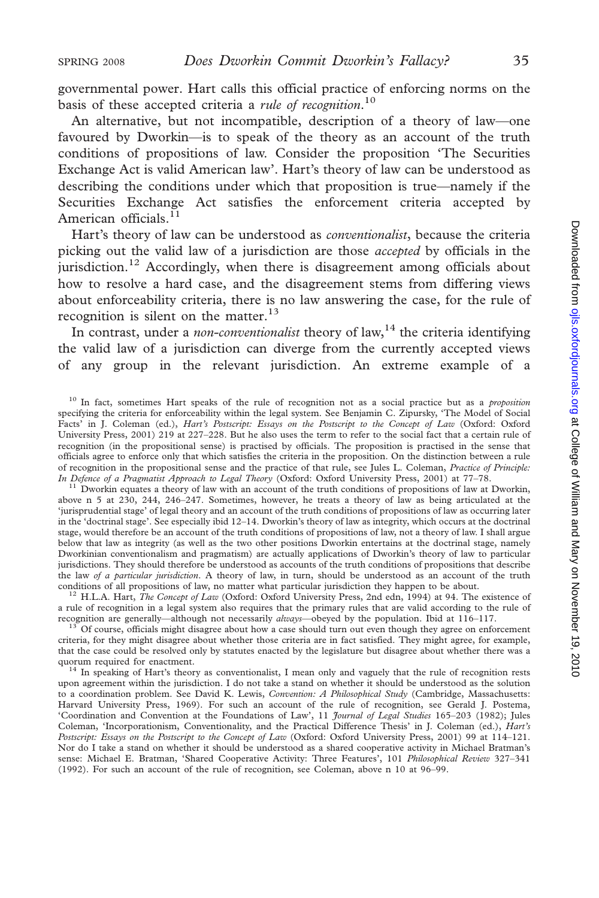governmental power. Hart calls this official practice of enforcing norms on the basis of these accepted criteria a *rule of recognition*.[10]

An alternative, but not incompatible, description of a theory of law—one favoured by Dworkin—is to speak of the theory as an account of the truth conditions of propositions of law. Consider the proposition 'The Securities Exchange Act is valid American law'. Hart's theory of law can be understood as describing the conditions under which that proposition is true—namely if the Securities Exchange Act satisfies the enforcement criteria accepted by American officials.[11]

Hart's theory of law can be understood as *conventionalist*, because the criteria picking out the valid law of a jurisdiction are those *accepted* by officials in the jurisdiction.[12] Accordingly, when there is disagreement among officials about how to resolve a hard case, and the disagreement stems from differing views about enforceability criteria, there is no law answering the case, for the rule of recognition is silent on the matter.[13]

In contrast, under a *non-conventionalist* theory of law,[14] the criteria identifying the valid law of a jurisdiction can diverge from the currently accepted views of any group in the relevant jurisdiction. An extreme example of a

[10] In fact, sometimes Hart speaks of the rule of recognition not as a social practice but as a *proposition* specifying the criteria for enforceability within the legal system. See Benjamin C. Zipursky, 'The Model of Social Facts' in J. Coleman (ed.), *Hart's Postscript: Essays on the Postscript to the Concept of Law* (Oxford: Oxford University Press, 2001) 219 at 227–228. But he also uses the term to refer to the social fact that a certain rule of recognition (in the propositional sense) is practised by officials. The proposition is practised in the sense that officials agree to enforce only that which satisfies the criteria in the proposition. On the distinction between a rule of recognition in the propositional sense and the practice of that rule, see Jules L. Coleman, *Practice of Principle: In Defence of a Pragmatist Approach to Legal Theory* (Oxford: Oxford University Press, 2001) at 77–78.

[11] Dworkin equates a theory of law with an account of the truth conditions of propositions of law at Dworkin, above n 5 at 230, 244, 246–247. Sometimes, however, he treats a theory of law as being articulated at the 'jurisprudential stage' of legal theory and an account of the truth conditions of propositions of law as occurring later in the 'doctrinal stage'. See especially ibid 12–14. Dworkin's theory of law as integrity, which occurs at the doctrinal stage, would therefore be an account of the truth conditions of propositions of law, not a theory of law. I shall argue below that law as integrity (as well as the two other positions Dworkin entertains at the doctrinal stage, namely Dworkinian conventionalism and pragmatism) are actually applications of Dworkin's theory of law to particular jurisdictions. They should therefore be understood as accounts of the truth conditions of propositions that describe the law *of a particular jurisdiction*. A theory of law, in turn, should be understood as an account of the truth conditions of all propositions of law, no matter what particular jurisdiction they happen to be about.

[12] H.L.A. Hart, *The Concept of Law* (Oxford: Oxford University Press, 2nd edn, 1994) at 94. The existence of a rule of recognition in a legal system also requires that the primary rules that are valid according to the rule of recognition are generally—although not necessarily *always*—obeyed by the population. Ibid at 116–117.

[13] Of course, officials might disagree about how a case should turn out even though they agree on enforcement criteria, for they might disagree about whether those criteria are in fact satisfied. They might agree, for example, that the case could be resolved only by statutes enacted by the legislature but disagree about whether there was a quorum required for enactment.

[14] In speaking of Hart's theory as conventionalist, I mean only and vaguely that the rule of recognition rests upon agreement within the jurisdiction. I do not take a stand on whether it should be understood as the solution to a coordination problem. See David K. Lewis, *Convention: A Philosophical Study* (Cambridge, Massachusetts: Harvard University Press, 1969). For such an account of the rule of recognition, see Gerald J. Postema, 'Coordination and Convention at the Foundations of Law', 11 *Journal of Legal Studies* 165–203 (1982); Jules Coleman, 'Incorporationism, Conventionality, and the Practical Difference Thesis' in J. Coleman (ed.), *Hart's Postscript: Essays on the Postscript to the Concept of Law* (Oxford: Oxford University Press, 2001) 99 at 114–121. Nor do I take a stand on whether it should be understood as a shared cooperative activity in Michael Bratman's sense: Michael E. Bratman, 'Shared Cooperative Activity: Three Features', 101 *Philosophical Review* 327–341 (1992). For such an account of the rule of recognition, see Coleman, above n 10 at 96–99.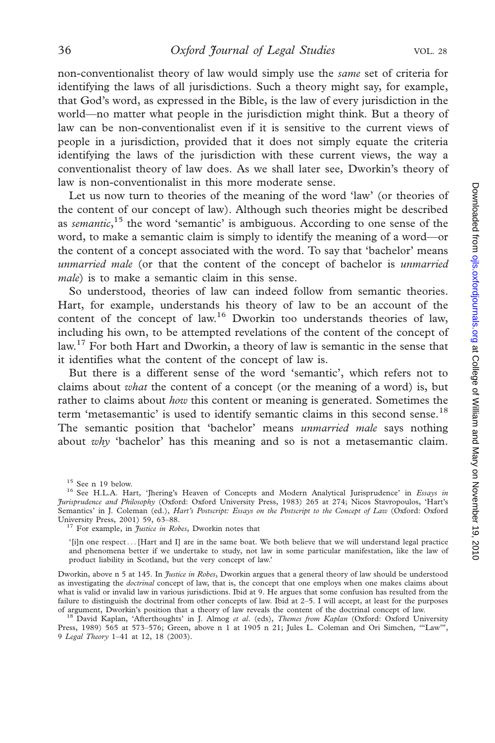non-conventionalist theory of law would simply use the *same* set of criteria for identifying the laws of all jurisdictions. Such a theory might say, for example, that God's word, as expressed in the Bible, is the law of every jurisdiction in the world—no matter what people in the jurisdiction might think. But a theory of law can be non-conventionalist even if it is sensitive to the current views of people in a jurisdiction, provided that it does not simply equate the criteria identifying the laws of the jurisdiction with these current views, the way a conventionalist theory of law does. As we shall later see, Dworkin's theory of law is non-conventionalist in this more moderate sense.

Let us now turn to theories of the meaning of the word 'law' (or theories of the content of our concept of law). Although such theories might be described as *semantic*,[15] the word 'semantic' is ambiguous. According to one sense of the word, to make a semantic claim is simply to identify the meaning of a word—or the content of a concept associated with the word. To say that 'bachelor' means *unmarried male* (or that the content of the concept of bachelor is *unmarried male*) is to make a semantic claim in this sense.

So understood, theories of law can indeed follow from semantic theories. Hart, for example, understands his theory of law to be an account of the content of the concept of law.[16] Dworkin too understands theories of law, including his own, to be attempted revelations of the content of the concept of law.[17] For both Hart and Dworkin, a theory of law is semantic in the sense that it identifies what the content of the concept of law is.

But there is a different sense of the word 'semantic', which refers not to claims about *what* the content of a concept (or the meaning of a word) is, but rather to claims about *how* this content or meaning is generated. Sometimes the term 'metasemantic' is used to identify semantic claims in this second sense.[18] The semantic position that 'bachelor' means *unmarried male* says nothing about *why* 'bachelor' has this meaning and so is not a metasemantic claim.

---

[15] See n 19 below.

[16] See H.L.A. Hart, 'Jhering's Heaven of Concepts and Modern Analytical Jurisprudence' in *Essays in Jurisprudence and Philosophy* (Oxford: Oxford University Press, 1983) 265 at 274; Nicos Stavropoulos, 'Hart's Semantics' in J. Coleman (ed.), *Hart's Postscript: Essays on the Postscript to the Concept of Law* (Oxford: Oxford University Press, 2001) 59, 63–88.

[17] For example, in *Justice in Robes*, Dworkin notes that

> '[i]n one respect . . . [Hart and I] are in the same boat. We both believe that we will understand legal practice and phenomena better if we undertake to study, not law in some particular manifestation, like the law of product liability in Scotland, but the very concept of law.'

Dworkin, above n 5 at 145. In *Justice in Robes*, Dworkin argues that a general theory of law should be understood as investigating the *doctrinal* concept of law, that is, the concept that one employs when one makes claims about what is valid or invalid law in various jurisdictions. Ibid at 9. He argues that some confusion has resulted from the failure to distinguish the doctrinal from other concepts of law. Ibid at 2–5. I will accept, at least for the purposes of argument, Dworkin's position that a theory of law reveals the content of the doctrinal concept of law.

[18] David Kaplan, 'Afterthoughts' in J. Almog *et al*. (eds), *Themes from Kaplan* (Oxford: Oxford University Press, 1989) 565 at 573–576; Green, above n 1 at 1905 n 21; Jules L. Coleman and Ori Simchen, '"Law"', 9 *Legal Theory* 1–41 at 12, 18 (2003).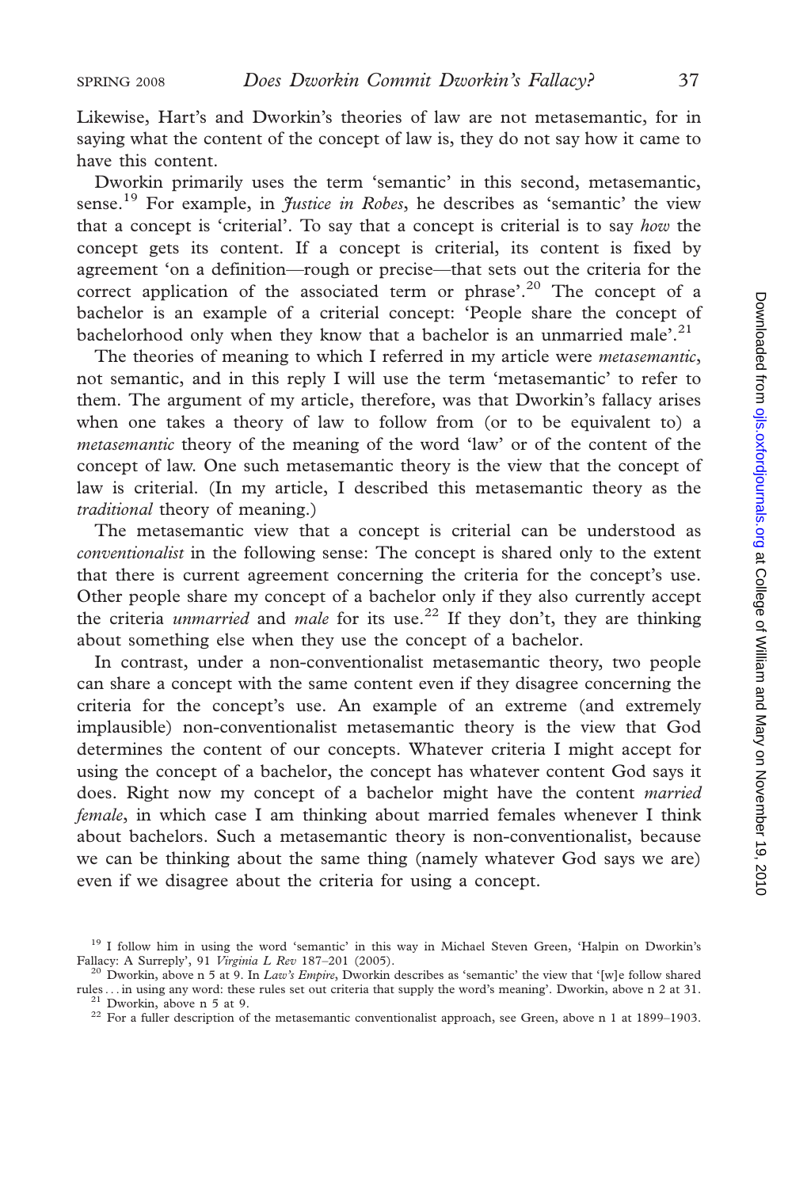Likewise, Hart's and Dworkin's theories of law are not metasemantic, for in saying what the content of the concept of law is, they do not say how it came to have this content.

Dworkin primarily uses the term 'semantic' in this second, metasemantic, sense.[19] For example, in *Justice in Robes*, he describes as 'semantic' the view that a concept is 'criterial'. To say that a concept is criterial is to say *how* the concept gets its content. If a concept is criterial, its content is fixed by agreement 'on a definition—rough or precise—that sets out the criteria for the correct application of the associated term or phrase'.[20] The concept of a bachelor is an example of a criterial concept: 'People share the concept of bachelorhood only when they know that a bachelor is an unmarried male'.[21]

The theories of meaning to which I referred in my article were *metasemantic*, not semantic, and in this reply I will use the term 'metasemantic' to refer to them. The argument of my article, therefore, was that Dworkin's fallacy arises when one takes a theory of law to follow from (or to be equivalent to) a *metasemantic* theory of the meaning of the word 'law' or of the content of the concept of law. One such metasemantic theory is the view that the concept of law is criterial. (In my article, I described this metasemantic theory as the *traditional* theory of meaning.)

The metasemantic view that a concept is criterial can be understood as *conventionalist* in the following sense: The concept is shared only to the extent that there is current agreement concerning the criteria for the concept's use. Other people share my concept of a bachelor only if they also currently accept the criteria *unmarried* and *male* for its use.[22] If they don't, they are thinking about something else when they use the concept of a bachelor.

In contrast, under a non-conventionalist metasemantic theory, two people can share a concept with the same content even if they disagree concerning the criteria for the concept's use. An example of an extreme (and extremely implausible) non-conventionalist metasemantic theory is the view that God determines the content of our concepts. Whatever criteria I might accept for using the concept of a bachelor, the concept has whatever content God says it does. Right now my concept of a bachelor might have the content *married female*, in which case I am thinking about married females whenever I think about bachelors. Such a metasemantic theory is non-conventionalist, because we can be thinking about the same thing (namely whatever God says we are) even if we disagree about the criteria for using a concept.

---

[19] I follow him in using the word 'semantic' in this way in Michael Steven Green, 'Halpin on Dworkin's Fallacy: A Surreply', 91 *Virginia L Rev* 187–201 (2005).

[20] Dworkin, above n 5 at 9. In *Law's Empire*, Dworkin describes as 'semantic' the view that '[w]e follow shared rules . . . in using any word: these rules set out criteria that supply the word's meaning'. Dworkin, above n 2 at 31.

[21] Dworkin, above n 5 at 9.

[22] For a fuller description of the metasemantic conventionalist approach, see Green, above n 1 at 1899–1903.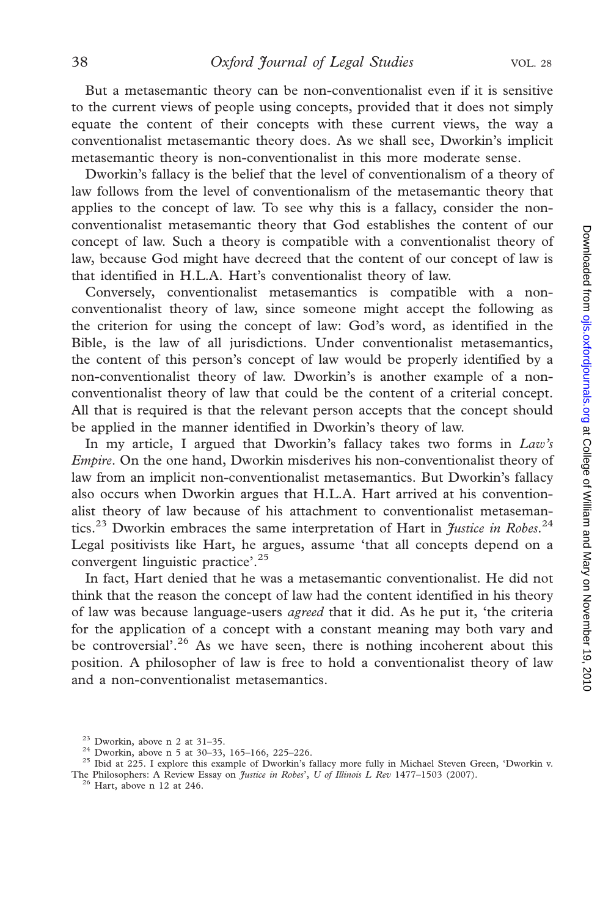But a metasemantic theory can be non-conventionalist even if it is sensitive to the current views of people using concepts, provided that it does not simply equate the content of their concepts with these current views, the way a conventionalist metasemantic theory does. As we shall see, Dworkin's implicit metasemantic theory is non-conventionalist in this more moderate sense.

Dworkin's fallacy is the belief that the level of conventionalism of a theory of law follows from the level of conventionalism of the metasemantic theory that applies to the concept of law. To see why this is a fallacy, consider the non-conventionalist metasemantic theory that God establishes the content of our concept of law. Such a theory is compatible with a conventionalist theory of law, because God might have decreed that the content of our concept of law is that identified in H.L.A. Hart's conventionalist theory of law.

Conversely, conventionalist metasemantics is compatible with a non-conventionalist theory of law, since someone might accept the following as the criterion for using the concept of law: God's word, as identified in the Bible, is the law of all jurisdictions. Under conventionalist metasemantics, the content of this person's concept of law would be properly identified by a non-conventionalist theory of law. Dworkin's is another example of a non-conventionalist theory of law that could be the content of a criterial concept. All that is required is that the relevant person accepts that the concept should be applied in the manner identified in Dworkin's theory of law.

In my article, I argued that Dworkin's fallacy takes two forms in *Law's Empire*. On the one hand, Dworkin misderives his non-conventionalist theory of law from an implicit non-conventionalist metasemantics. But Dworkin's fallacy also occurs when Dworkin argues that H.L.A. Hart arrived at his conventionalist theory of law because of his attachment to conventionalist metasemantics.[23] Dworkin embraces the same interpretation of Hart in *Justice in Robes*.[24] Legal positivists like Hart, he argues, assume 'that all concepts depend on a convergent linguistic practice'.[25]

In fact, Hart denied that he was a metasemantic conventionalist. He did not think that the reason the concept of law had the content identified in his theory of law was because language-users *agreed* that it did. As he put it, 'the criteria for the application of a concept with a constant meaning may both vary and be controversial'.[26] As we have seen, there is nothing incoherent about this position. A philosopher of law is free to hold a conventionalist theory of law and a non-conventionalist metasemantics.

[23] Dworkin, above n 2 at 31–35.

[24] Dworkin, above n 5 at 30–33, 165–166, 225–226.

[25] Ibid at 225. I explore this example of Dworkin's fallacy more fully in Michael Steven Green, 'Dworkin v. The Philosophers: A Review Essay on *Justice in Robes*', *U of Illinois L Rev* 1477–1503 (2007).

[26] Hart, above n 12 at 246.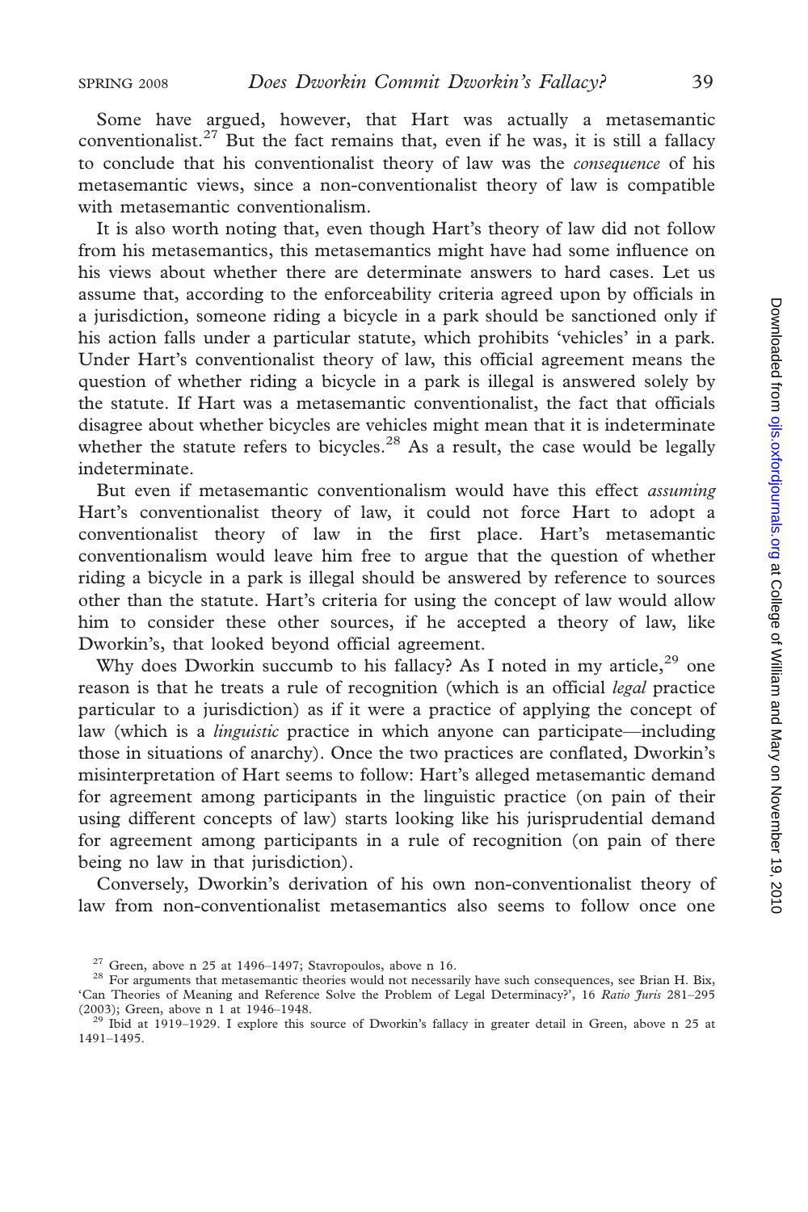Some have argued, however, that Hart was actually a metasemantic conventionalist.[27] But the fact remains that, even if he was, it is still a fallacy to conclude that his conventionalist theory of law was the *consequence* of his metasemantic views, since a non-conventionalist theory of law is compatible with metasemantic conventionalism.

It is also worth noting that, even though Hart's theory of law did not follow from his metasemantics, this metasemantics might have had some influence on his views about whether there are determinate answers to hard cases. Let us assume that, according to the enforceability criteria agreed upon by officials in a jurisdiction, someone riding a bicycle in a park should be sanctioned only if his action falls under a particular statute, which prohibits 'vehicles' in a park. Under Hart's conventionalist theory of law, this official agreement means the question of whether riding a bicycle in a park is illegal is answered solely by the statute. If Hart was a metasemantic conventionalist, the fact that officials disagree about whether bicycles are vehicles might mean that it is indeterminate whether the statute refers to bicycles.[28] As a result, the case would be legally indeterminate.

But even if metasemantic conventionalism would have this effect *assuming* Hart's conventionalist theory of law, it could not force Hart to adopt a conventionalist theory of law in the first place. Hart's metasemantic conventionalism would leave him free to argue that the question of whether riding a bicycle in a park is illegal should be answered by reference to sources other than the statute. Hart's criteria for using the concept of law would allow him to consider these other sources, if he accepted a theory of law, like Dworkin's, that looked beyond official agreement.

Why does Dworkin succumb to his fallacy? As I noted in my article,[29] one reason is that he treats a rule of recognition (which is an official *legal* practice particular to a jurisdiction) as if it were a practice of applying the concept of law (which is a *linguistic* practice in which anyone can participate—including those in situations of anarchy). Once the two practices are conflated, Dworkin's misinterpretation of Hart seems to follow: Hart's alleged metasemantic demand for agreement among participants in the linguistic practice (on pain of their using different concepts of law) starts looking like his jurisprudential demand for agreement among participants in a rule of recognition (on pain of there being no law in that jurisdiction).

Conversely, Dworkin's derivation of his own non-conventionalist theory of law from non-conventionalist metasemantics also seems to follow once one

[27] Green, above n 25 at 1496–1497; Stavropoulos, above n 16.

[28] For arguments that metasemantic theories would not necessarily have such consequences, see Brian H. Bix, 'Can Theories of Meaning and Reference Solve the Problem of Legal Determinacy?', 16 *Ratio Juris* 281–295 (2003); Green, above n 1 at 1946–1948.

[29] Ibid at 1919–1929. I explore this source of Dworkin's fallacy in greater detail in Green, above n 25 at 1491–1495.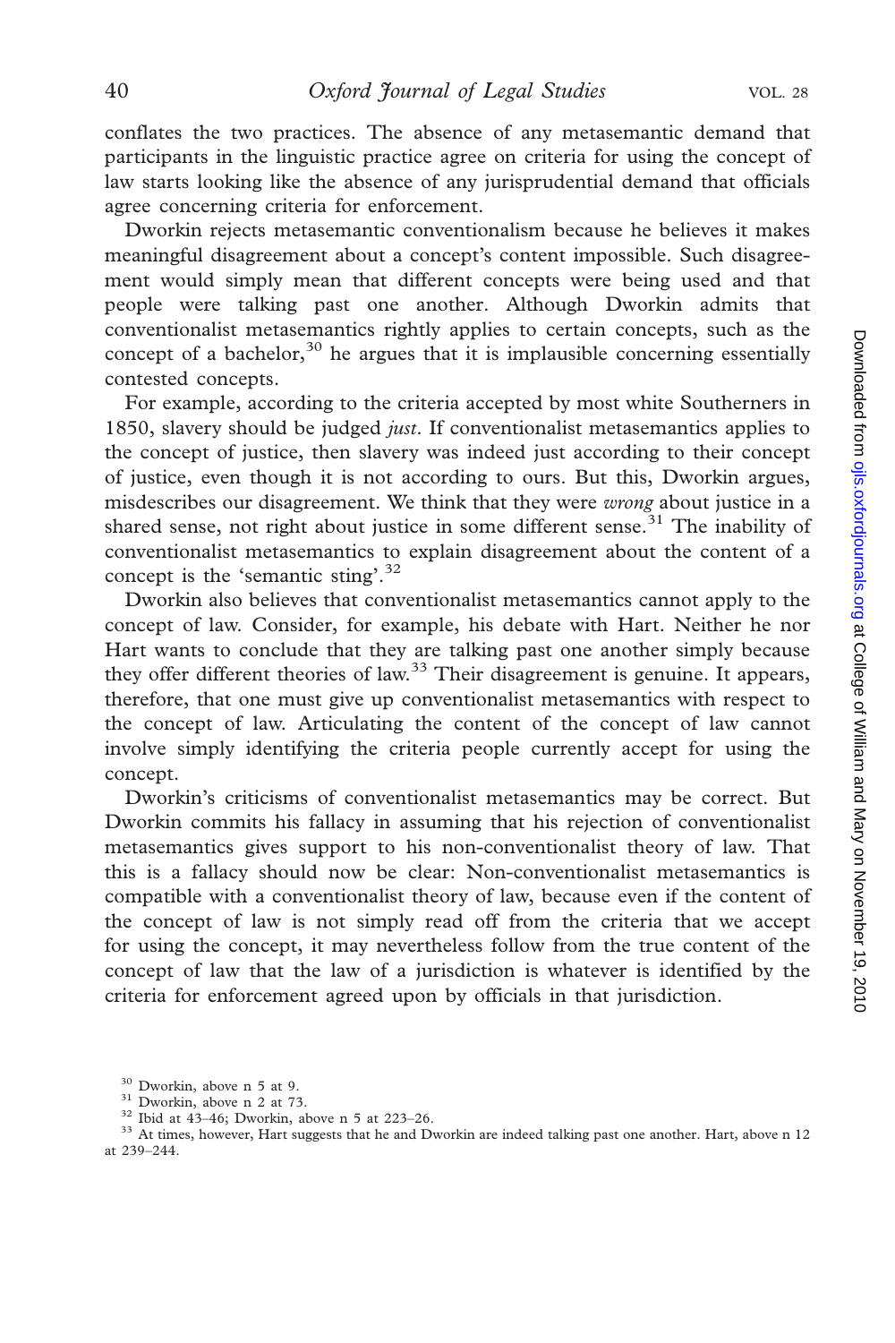conflates the two practices. The absence of any metasemantic demand that participants in the linguistic practice agree on criteria for using the concept of law starts looking like the absence of any jurisprudential demand that officials agree concerning criteria for enforcement.

Dworkin rejects metasemantic conventionalism because he believes it makes meaningful disagreement about a concept's content impossible. Such disagreement would simply mean that different concepts were being used and that people were talking past one another. Although Dworkin admits that conventionalist metasemantics rightly applies to certain concepts, such as the concept of a bachelor,[30] he argues that it is implausible concerning essentially contested concepts.

For example, according to the criteria accepted by most white Southerners in 1850, slavery should be judged *just*. If conventionalist metasemantics applies to the concept of justice, then slavery was indeed just according to their concept of justice, even though it is not according to ours. But this, Dworkin argues, misdescribes our disagreement. We think that they were *wrong* about justice in a shared sense, not right about justice in some different sense.[31] The inability of conventionalist metasemantics to explain disagreement about the content of a concept is the 'semantic sting'.[32]

Dworkin also believes that conventionalist metasemantics cannot apply to the concept of law. Consider, for example, his debate with Hart. Neither he nor Hart wants to conclude that they are talking past one another simply because they offer different theories of law.[33] Their disagreement is genuine. It appears, therefore, that one must give up conventionalist metasemantics with respect to the concept of law. Articulating the content of the concept of law cannot involve simply identifying the criteria people currently accept for using the concept.

Dworkin's criticisms of conventionalist metasemantics may be correct. But Dworkin commits his fallacy in assuming that his rejection of conventionalist metasemantics gives support to his non-conventionalist theory of law. That this is a fallacy should now be clear: Non-conventionalist metasemantics is compatible with a conventionalist theory of law, because even if the content of the concept of law is not simply read off from the criteria that we accept for using the concept, it may nevertheless follow from the true content of the concept of law that the law of a jurisdiction is whatever is identified by the criteria for enforcement agreed upon by officials in that jurisdiction.

[30] Dworkin, above n 5 at 9.
[31] Dworkin, above n 2 at 73.
[32] Ibid at 43–46; Dworkin, above n 5 at 223–26.
[33] At times, however, Hart suggests that he and Dworkin are indeed talking past one another. Hart, above n 12 at 239–244.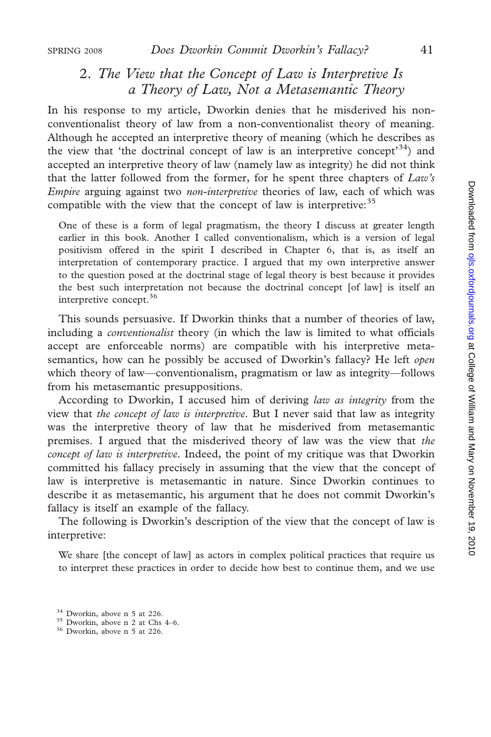## 2. *The View that the Concept of Law is Interpretive Is a Theory of Law, Not a Metasemantic Theory*

In his response to my article, Dworkin denies that he misderived his non-conventionalist theory of law from a non-conventionalist theory of meaning. Although he accepted an interpretive theory of meaning (which he describes as the view that 'the doctrinal concept of law is an interpretive concept'[34]) and accepted an interpretive theory of law (namely law as integrity) he did not think that the latter followed from the former, for he spent three chapters of *Law's Empire* arguing against two *non-interpretive* theories of law, each of which was compatible with the view that the concept of law is interpretive:[35]

> One of these is a form of legal pragmatism, the theory I discuss at greater length earlier in this book. Another I called conventionalism, which is a version of legal positivism offered in the spirit I described in Chapter 6, that is, as itself an interpretation of contemporary practice. I argued that my own interpretive answer to the question posed at the doctrinal stage of legal theory is best because it provides the best such interpretation not because the doctrinal concept [of law] is itself an interpretive concept.[36]

This sounds persuasive. If Dworkin thinks that a number of theories of law, including a *conventionalist* theory (in which the law is limited to what officials accept are enforceable norms) are compatible with his interpretive metasemantics, how can he possibly be accused of Dworkin's fallacy? He left *open* which theory of law—conventionalism, pragmatism or law as integrity—follows from his metasemantic presuppositions.

According to Dworkin, I accused him of deriving *law as integrity* from the view that *the concept of law is interpretive*. But I never said that law as integrity was the interpretive theory of law that he misderived from metasemantic premises. I argued that the misderived theory of law was the view that *the concept of law is interpretive*. Indeed, the point of my critique was that Dworkin committed his fallacy precisely in assuming that the view that the concept of law is interpretive is metasemantic in nature. Since Dworkin continues to describe it as metasemantic, his argument that he does not commit Dworkin's fallacy is itself an example of the fallacy.

The following is Dworkin's description of the view that the concept of law is interpretive:

> We share [the concept of law] as actors in complex political practices that require us to interpret these practices in order to decide how best to continue them, and we use

[34] Dworkin, above n 5 at 226.
[35] Dworkin, above n 2 at Chs 4–6.
[36] Dworkin, above n 5 at 226.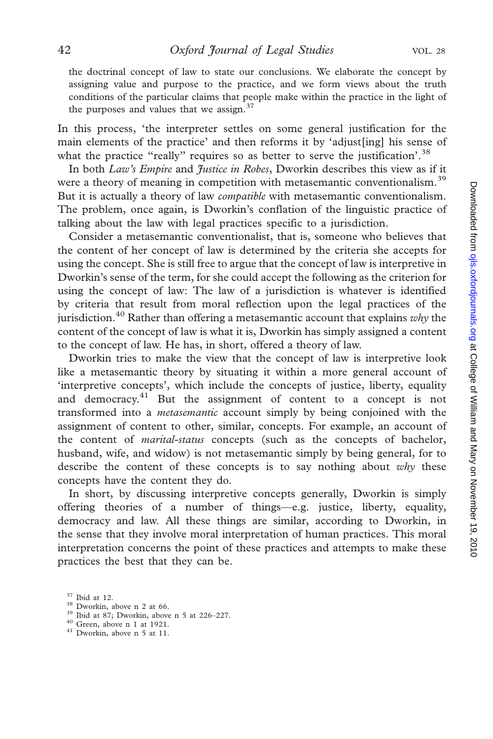the doctrinal concept of law to state our conclusions. We elaborate the concept by assigning value and purpose to the practice, and we form views about the truth conditions of the particular claims that people make within the practice in the light of the purposes and values that we assign.[37]

In this process, 'the interpreter settles on some general justification for the main elements of the practice' and then reforms it by 'adjust[ing] his sense of what the practice "really" requires so as better to serve the justification'.[38]

In both *Law's Empire* and *Justice in Robes*, Dworkin describes this view as if it were a theory of meaning in competition with metasemantic conventionalism.[39] But it is actually a theory of law *compatible* with metasemantic conventionalism. The problem, once again, is Dworkin's conflation of the linguistic practice of talking about the law with legal practices specific to a jurisdiction.

Consider a metasemantic conventionalist, that is, someone who believes that the content of her concept of law is determined by the criteria she accepts for using the concept. She is still free to argue that the concept of law is interpretive in Dworkin's sense of the term, for she could accept the following as the criterion for using the concept of law: The law of a jurisdiction is whatever is identified by criteria that result from moral reflection upon the legal practices of the jurisdiction.[40] Rather than offering a metasemantic account that explains *why* the content of the concept of law is what it is, Dworkin has simply assigned a content to the concept of law. He has, in short, offered a theory of law.

Dworkin tries to make the view that the concept of law is interpretive look like a metasemantic theory by situating it within a more general account of 'interpretive concepts', which include the concepts of justice, liberty, equality and democracy.[41] But the assignment of content to a concept is not transformed into a *metasemantic* account simply by being conjoined with the assignment of content to other, similar, concepts. For example, an account of the content of *marital-status* concepts (such as the concepts of bachelor, husband, wife, and widow) is not metasemantic simply by being general, for to describe the content of these concepts is to say nothing about *why* these concepts have the content they do.

In short, by discussing interpretive concepts generally, Dworkin is simply offering theories of a number of things—e.g. justice, liberty, equality, democracy and law. All these things are similar, according to Dworkin, in the sense that they involve moral interpretation of human practices. This moral interpretation concerns the point of these practices and attempts to make these practices the best that they can be.

[37] Ibid at 12.

[38] Dworkin, above n 2 at 66.

[39] Ibid at 87; Dworkin, above n 5 at 226–227.

[40] Green, above n 1 at 1921.

[41] Dworkin, above n 5 at 11.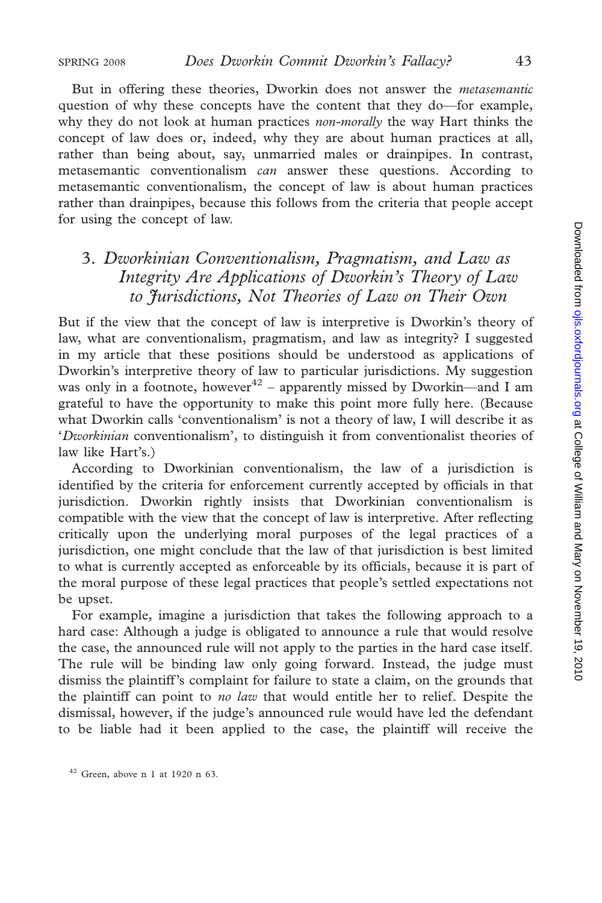But in offering these theories, Dworkin does not answer the *metasemantic* question of why these concepts have the content that they do—for example, why they do not look at human practices *non-morally* the way Hart thinks the concept of law does or, indeed, why they are about human practices at all, rather than being about, say, unmarried males or drainpipes. In contrast, metasemantic conventionalism *can* answer these questions. According to metasemantic conventionalism, the concept of law is about human practices rather than drainpipes, because this follows from the criteria that people accept for using the concept of law.

## 3. *Dworkinian Conventionalism, Pragmatism, and Law as Integrity Are Applications of Dworkin's Theory of Law to Jurisdictions, Not Theories of Law on Their Own*

But if the view that the concept of law is interpretive is Dworkin's theory of law, what are conventionalism, pragmatism, and law as integrity? I suggested in my article that these positions should be understood as applications of Dworkin's interpretive theory of law to particular jurisdictions. My suggestion was only in a footnote, however[42] – apparently missed by Dworkin—and I am grateful to have the opportunity to make this point more fully here. (Because what Dworkin calls 'conventionalism' is not a theory of law, I will describe it as '*Dworkinian* conventionalism', to distinguish it from conventionalist theories of law like Hart's.)

According to Dworkinian conventionalism, the law of a jurisdiction is identified by the criteria for enforcement currently accepted by officials in that jurisdiction. Dworkin rightly insists that Dworkinian conventionalism is compatible with the view that the concept of law is interpretive. After reflecting critically upon the underlying moral purposes of the legal practices of a jurisdiction, one might conclude that the law of that jurisdiction is best limited to what is currently accepted as enforceable by its officials, because it is part of the moral purpose of these legal practices that people's settled expectations not be upset.

For example, imagine a jurisdiction that takes the following approach to a hard case: Although a judge is obligated to announce a rule that would resolve the case, the announced rule will not apply to the parties in the hard case itself. The rule will be binding law only going forward. Instead, the judge must dismiss the plaintiff's complaint for failure to state a claim, on the grounds that the plaintiff can point to *no law* that would entitle her to relief. Despite the dismissal, however, if the judge's announced rule would have led the defendant to be liable had it been applied to the case, the plaintiff will receive the

[42] Green, above n 1 at 1920 n 63.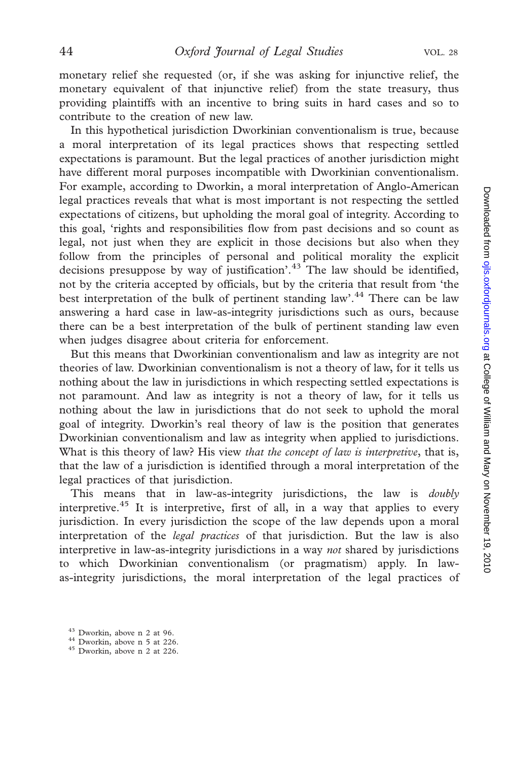monetary relief she requested (or, if she was asking for injunctive relief, the monetary equivalent of that injunctive relief) from the state treasury, thus providing plaintiffs with an incentive to bring suits in hard cases and so to contribute to the creation of new law.

In this hypothetical jurisdiction Dworkinian conventionalism is true, because a moral interpretation of its legal practices shows that respecting settled expectations is paramount. But the legal practices of another jurisdiction might have different moral purposes incompatible with Dworkinian conventionalism. For example, according to Dworkin, a moral interpretation of Anglo-American legal practices reveals that what is most important is not respecting the settled expectations of citizens, but upholding the moral goal of integrity. According to this goal, 'rights and responsibilities flow from past decisions and so count as legal, not just when they are explicit in those decisions but also when they follow from the principles of personal and political morality the explicit decisions presuppose by way of justification'.[43] The law should be identified, not by the criteria accepted by officials, but by the criteria that result from 'the best interpretation of the bulk of pertinent standing law'.[44] There can be law answering a hard case in law-as-integrity jurisdictions such as ours, because there can be a best interpretation of the bulk of pertinent standing law even when judges disagree about criteria for enforcement.

But this means that Dworkinian conventionalism and law as integrity are not theories of law. Dworkinian conventionalism is not a theory of law, for it tells us nothing about the law in jurisdictions in which respecting settled expectations is not paramount. And law as integrity is not a theory of law, for it tells us nothing about the law in jurisdictions that do not seek to uphold the moral goal of integrity. Dworkin's real theory of law is the position that generates Dworkinian conventionalism and law as integrity when applied to jurisdictions. What is this theory of law? His view *that the concept of law is interpretive*, that is, that the law of a jurisdiction is identified through a moral interpretation of the legal practices of that jurisdiction.

This means that in law-as-integrity jurisdictions, the law is *doubly* interpretive.[45] It is interpretive, first of all, in a way that applies to every jurisdiction. In every jurisdiction the scope of the law depends upon a moral interpretation of the *legal practices* of that jurisdiction. But the law is also interpretive in law-as-integrity jurisdictions in a way *not* shared by jurisdictions to which Dworkinian conventionalism (or pragmatism) apply. In law-as-integrity jurisdictions, the moral interpretation of the legal practices of

[43] Dworkin, above n 2 at 96.

[44] Dworkin, above n 5 at 226.

[45] Dworkin, above n 2 at 226.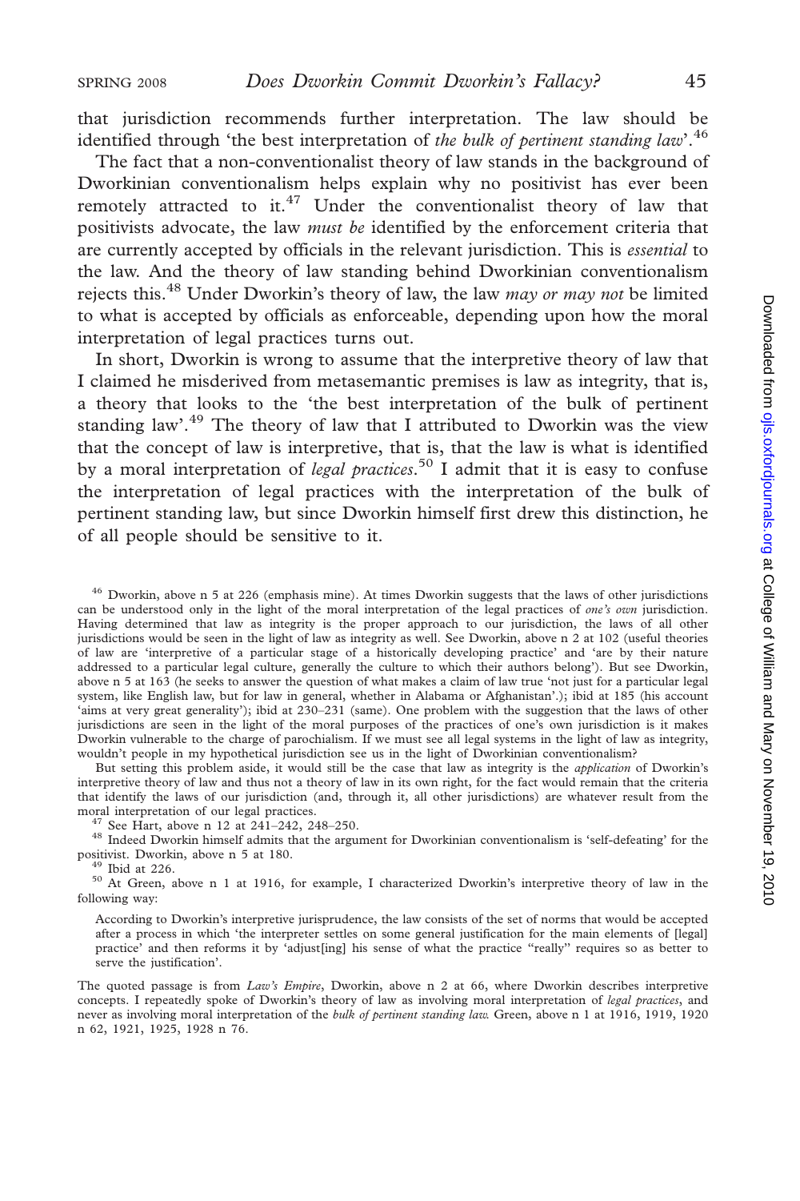that jurisdiction recommends further interpretation. The law should be identified through 'the best interpretation of *the bulk of pertinent standing law*'.[46]

The fact that a non-conventionalist theory of law stands in the background of Dworkinian conventionalism helps explain why no positivist has ever been remotely attracted to it.[47] Under the conventionalist theory of law that positivists advocate, the law *must be* identified by the enforcement criteria that are currently accepted by officials in the relevant jurisdiction. This is *essential* to the law. And the theory of law standing behind Dworkinian conventionalism rejects this.[48] Under Dworkin's theory of law, the law *may or may not* be limited to what is accepted by officials as enforceable, depending upon how the moral interpretation of legal practices turns out.

In short, Dworkin is wrong to assume that the interpretive theory of law that I claimed he misderived from metasemantic premises is law as integrity, that is, a theory that looks to the 'the best interpretation of the bulk of pertinent standing law'.[49] The theory of law that I attributed to Dworkin was the view that the concept of law is interpretive, that is, that the law is what is identified by a moral interpretation of *legal practices*.[50] I admit that it is easy to confuse the interpretation of legal practices with the interpretation of the bulk of pertinent standing law, but since Dworkin himself first drew this distinction, he of all people should be sensitive to it.

---

[46] Dworkin, above n 5 at 226 (emphasis mine). At times Dworkin suggests that the laws of other jurisdictions can be understood only in the light of the moral interpretation of the legal practices of *one's own* jurisdiction. Having determined that law as integrity is the proper approach to our jurisdiction, the laws of all other jurisdictions would be seen in the light of law as integrity as well. See Dworkin, above n 2 at 102 (useful theories of law are 'interpretive of a particular stage of a historically developing practice' and 'are by their nature addressed to a particular legal culture, generally the culture to which their authors belong'). But see Dworkin, above n 5 at 163 (he seeks to answer the question of what makes a claim of law true 'not just for a particular legal system, like English law, but for law in general, whether in Alabama or Afghanistan'.); ibid at 185 (his account 'aims at very great generality'); ibid at 230–231 (same). One problem with the suggestion that the laws of other jurisdictions are seen in the light of the moral purposes of the practices of one's own jurisdiction is it makes Dworkin vulnerable to the charge of parochialism. If we must see all legal systems in the light of law as integrity, wouldn't people in my hypothetical jurisdiction see us in the light of Dworkinian conventionalism?

But setting this problem aside, it would still be the case that law as integrity is the *application* of Dworkin's interpretive theory of law and thus not a theory of law in its own right, for the fact would remain that the criteria that identify the laws of our jurisdiction (and, through it, all other jurisdictions) are whatever result from the moral interpretation of our legal practices.

[47] See Hart, above n 12 at 241–242, 248–250.

[48] Indeed Dworkin himself admits that the argument for Dworkinian conventionalism is 'self-defeating' for the positivist. Dworkin, above n 5 at 180.

[49] Ibid at 226.

[50] At Green, above n 1 at 1916, for example, I characterized Dworkin's interpretive theory of law in the following way:

> According to Dworkin's interpretive jurisprudence, the law consists of the set of norms that would be accepted after a process in which 'the interpreter settles on some general justification for the main elements of [legal] practice' and then reforms it by 'adjust[ing] his sense of what the practice "really" requires so as better to serve the justification'.

The quoted passage is from *Law's Empire*, Dworkin, above n 2 at 66, where Dworkin describes interpretive concepts. I repeatedly spoke of Dworkin's theory of law as involving moral interpretation of *legal practices*, and never as involving moral interpretation of the *bulk of pertinent standing law*. Green, above n 1 at 1916, 1919, 1920 n 62, 1921, 1925, 1928 n 76.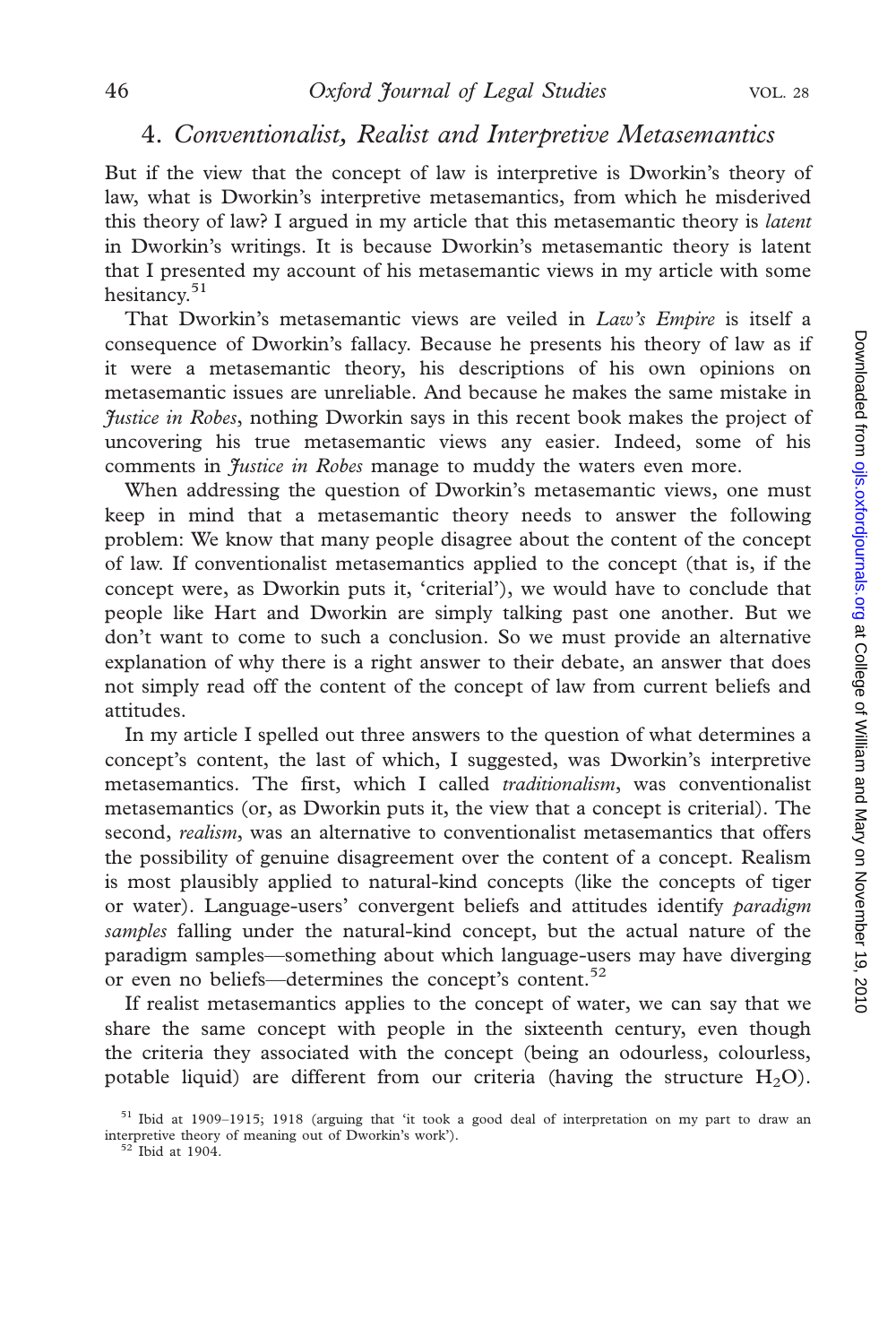## 4. *Conventionalist, Realist and Interpretive Metasemantics*

But if the view that the concept of law is interpretive is Dworkin's theory of law, what is Dworkin's interpretive metasemantics, from which he misderived this theory of law? I argued in my article that this metasemantic theory is *latent* in Dworkin's writings. It is because Dworkin's metasemantic theory is latent that I presented my account of his metasemantic views in my article with some hesitancy.[51]

That Dworkin's metasemantic views are veiled in *Law's Empire* is itself a consequence of Dworkin's fallacy. Because he presents his theory of law as if it were a metasemantic theory, his descriptions of his own opinions on metasemantic issues are unreliable. And because he makes the same mistake in *Justice in Robes*, nothing Dworkin says in this recent book makes the project of uncovering his true metasemantic views any easier. Indeed, some of his comments in *Justice in Robes* manage to muddy the waters even more.

When addressing the question of Dworkin's metasemantic views, one must keep in mind that a metasemantic theory needs to answer the following problem: We know that many people disagree about the content of the concept of law. If conventionalist metasemantics applied to the concept (that is, if the concept were, as Dworkin puts it, 'criterial'), we would have to conclude that people like Hart and Dworkin are simply talking past one another. But we don't want to come to such a conclusion. So we must provide an alternative explanation of why there is a right answer to their debate, an answer that does not simply read off the content of the concept of law from current beliefs and attitudes.

In my article I spelled out three answers to the question of what determines a concept's content, the last of which, I suggested, was Dworkin's interpretive metasemantics. The first, which I called *traditionalism*, was conventionalist metasemantics (or, as Dworkin puts it, the view that a concept is criterial). The second, *realism*, was an alternative to conventionalist metasemantics that offers the possibility of genuine disagreement over the content of a concept. Realism is most plausibly applied to natural-kind concepts (like the concepts of tiger or water). Language-users' convergent beliefs and attitudes identify *paradigm samples* falling under the natural-kind concept, but the actual nature of the paradigm samples—something about which language-users may have diverging or even no beliefs—determines the concept's content.[52]

If realist metasemantics applies to the concept of water, we can say that we share the same concept with people in the sixteenth century, even though the criteria they associated with the concept (being an odourless, colourless, potable liquid) are different from our criteria (having the structure $H_2O$).

[51] Ibid at 1909–1915; 1918 (arguing that 'it took a good deal of interpretation on my part to draw an interpretive theory of meaning out of Dworkin's work').

[52] Ibid at 1904.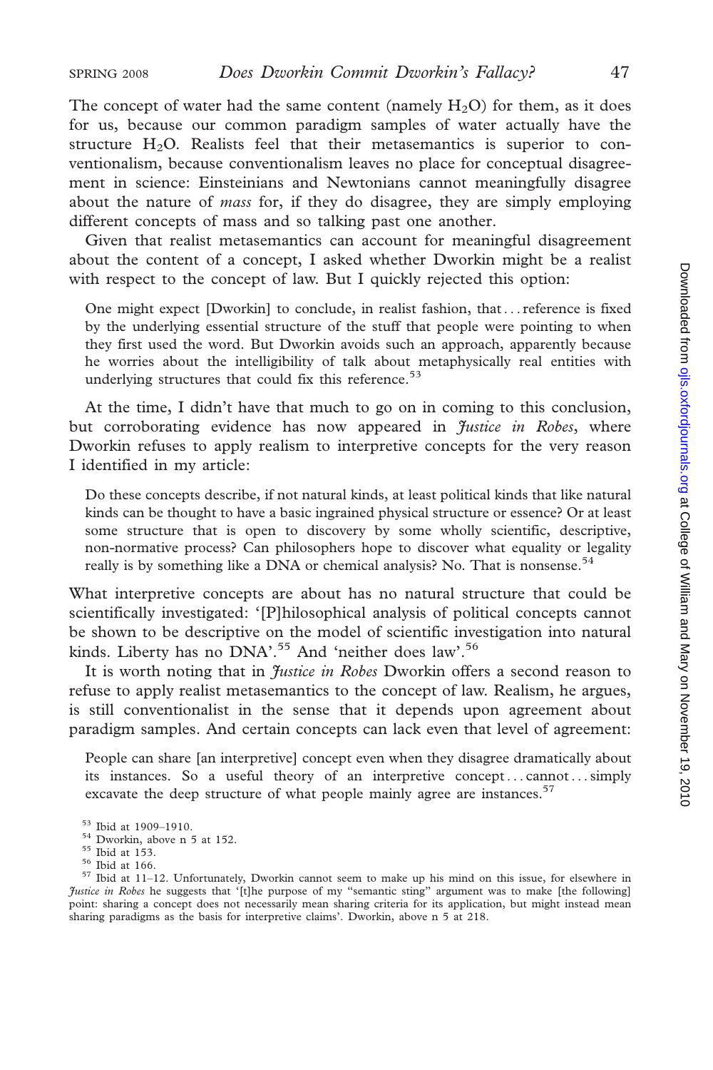The concept of water had the same content (namely $H_2O$) for them, as it does for us, because our common paradigm samples of water actually have the structure $H_2O$. Realists feel that their metasemantics is superior to conventionalism, because conventionalism leaves no place for conceptual disagreement in science: Einsteinians and Newtonians cannot meaningfully disagree about the nature of *mass* for, if they do disagree, they are simply employing different concepts of mass and so talking past one another.

Given that realist metasemantics can account for meaningful disagreement about the content of a concept, I asked whether Dworkin might be a realist with respect to the concept of law. But I quickly rejected this option:

> One might expect [Dworkin] to conclude, in realist fashion, that . . . reference is fixed by the underlying essential structure of the stuff that people were pointing to when they first used the word. But Dworkin avoids such an approach, apparently because he worries about the intelligibility of talk about metaphysically real entities with underlying structures that could fix this reference.[53]

At the time, I didn't have that much to go on in coming to this conclusion, but corroborating evidence has now appeared in *Justice in Robes*, where Dworkin refuses to apply realism to interpretive concepts for the very reason I identified in my article:

> Do these concepts describe, if not natural kinds, at least political kinds that like natural kinds can be thought to have a basic ingrained physical structure or essence? Or at least some structure that is open to discovery by some wholly scientific, descriptive, non-normative process? Can philosophers hope to discover what equality or legality really is by something like a DNA or chemical analysis? No. That is nonsense.[54]

What interpretive concepts are about has no natural structure that could be scientifically investigated: '[P]hilosophical analysis of political concepts cannot be shown to be descriptive on the model of scientific investigation into natural kinds. Liberty has no DNA'.[55] And 'neither does law'.[56]

It is worth noting that in *Justice in Robes* Dworkin offers a second reason to refuse to apply realist metasemantics to the concept of law. Realism, he argues, is still conventionalist in the sense that it depends upon agreement about paradigm samples. And certain concepts can lack even that level of agreement:

> People can share [an interpretive] concept even when they disagree dramatically about its instances. So a useful theory of an interpretive concept . . . cannot . . . simply excavate the deep structure of what people mainly agree are instances.[57]

[53] Ibid at 1909–1910.

[54] Dworkin, above n 5 at 152.

[55] Ibid at 153.

[56] Ibid at 166.

[57] Ibid at 11–12. Unfortunately, Dworkin cannot seem to make up his mind on this issue, for elsewhere in *Justice in Robes* he suggests that '[t]he purpose of my "semantic sting" argument was to make [the following] point: sharing a concept does not necessarily mean sharing criteria for its application, but might instead mean sharing paradigms as the basis for interpretive claims'. Dworkin, above n 5 at 218.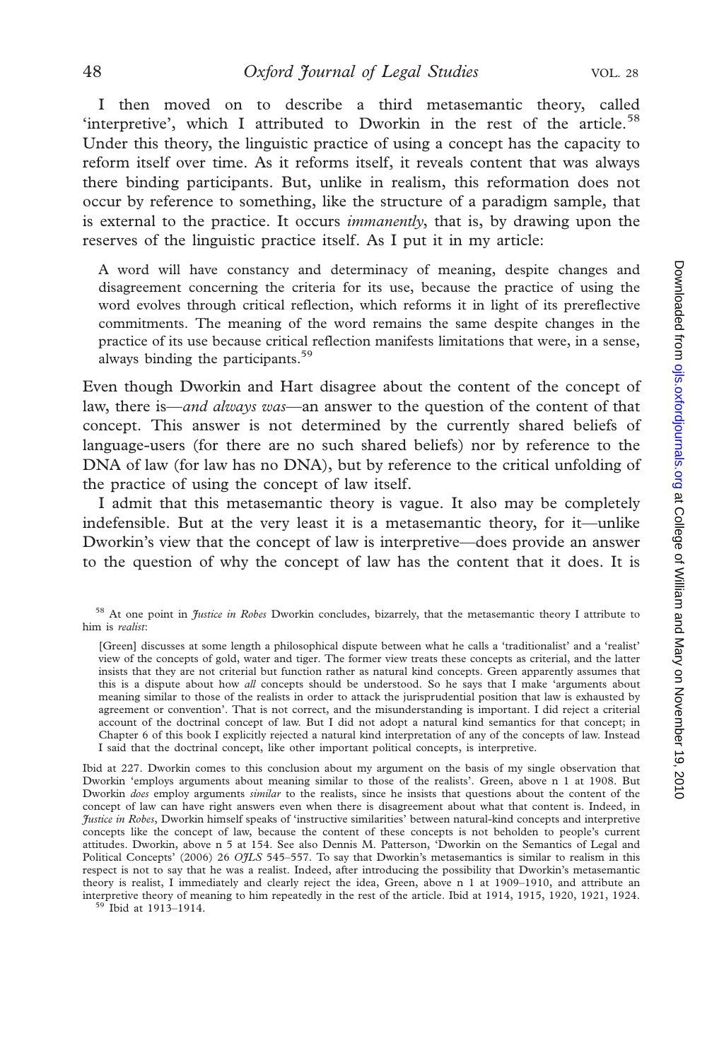I then moved on to describe a third metasemantic theory, called 'interpretive', which I attributed to Dworkin in the rest of the article.[58] Under this theory, the linguistic practice of using a concept has the capacity to reform itself over time. As it reforms itself, it reveals content that was always there binding participants. But, unlike in realism, this reformation does not occur by reference to something, like the structure of a paradigm sample, that is external to the practice. It occurs *immanently*, that is, by drawing upon the reserves of the linguistic practice itself. As I put it in my article:

> A word will have constancy and determinacy of meaning, despite changes and disagreement concerning the criteria for its use, because the practice of using the word evolves through critical reflection, which reforms it in light of its prereflective commitments. The meaning of the word remains the same despite changes in the practice of its use because critical reflection manifests limitations that were, in a sense, always binding the participants.[59]

Even though Dworkin and Hart disagree about the content of the concept of law, there is—*and always was*—an answer to the question of the content of that concept. This answer is not determined by the currently shared beliefs of language-users (for there are no such shared beliefs) nor by reference to the DNA of law (for law has no DNA), but by reference to the critical unfolding of the practice of using the concept of law itself.

I admit that this metasemantic theory is vague. It also may be completely indefensible. But at the very least it is a metasemantic theory, for it—unlike Dworkin's view that the concept of law is interpretive—does provide an answer to the question of why the concept of law has the content that it does. It is

---

[58] At one point in *Justice in Robes* Dworkin concludes, bizarrely, that the metasemantic theory I attribute to him is *realist*:

> [Green] discusses at some length a philosophical dispute between what he calls a 'traditionalist' and a 'realist' view of the concepts of gold, water and tiger. The former view treats these concepts as criterial, and the latter insists that they are not criterial but function rather as natural kind concepts. Green apparently assumes that this is a dispute about how *all* concepts should be understood. So he says that I make 'arguments about meaning similar to those of the realists in order to attack the jurisprudential position that law is exhausted by agreement or convention'. That is not correct, and the misunderstanding is important. I did reject a criterial account of the doctrinal concept of law. But I did not adopt a natural kind semantics for that concept; in Chapter 6 of this book I explicitly rejected a natural kind interpretation of any of the concepts of law. Instead I said that the doctrinal concept, like other important political concepts, is interpretive.

Ibid at 227. Dworkin comes to this conclusion about my argument on the basis of my single observation that Dworkin 'employs arguments about meaning similar to those of the realists'. Green, above n 1 at 1908. But Dworkin *does* employ arguments *similar* to the realists, since he insists that questions about the content of the concept of law can have right answers even when there is disagreement about what that content is. Indeed, in *Justice in Robes*, Dworkin himself speaks of 'instructive similarities' between natural-kind concepts and interpretive concepts like the concept of law, because the content of these concepts is not beholden to people's current attitudes. Dworkin, above n 5 at 154. See also Dennis M. Patterson, 'Dworkin on the Semantics of Legal and Political Concepts' (2006) 26 *OJLS* 545–557. To say that Dworkin's metasemantics is similar to realism in this respect is not to say that he was a realist. Indeed, after introducing the possibility that Dworkin's metasemantic theory is realist, I immediately and clearly reject the idea, Green, above n 1 at 1909–1910, and attribute an interpretive theory of meaning to him repeatedly in the rest of the article. Ibid at 1914, 1915, 1920, 1921, 1924.

[59] Ibid at 1913–1914.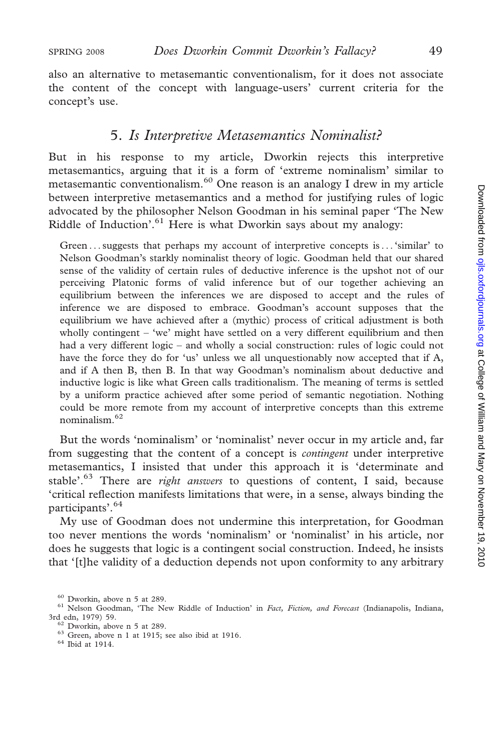also an alternative to metasemantic conventionalism, for it does not associate the content of the concept with language-users' current criteria for the concept's use.

## 5. *Is Interpretive Metasemantics Nominalist?*

But in his response to my article, Dworkin rejects this interpretive metasemantics, arguing that it is a form of 'extreme nominalism' similar to metasemantic conventionalism.[60] One reason is an analogy I drew in my article between interpretive metasemantics and a method for justifying rules of logic advocated by the philosopher Nelson Goodman in his seminal paper 'The New Riddle of Induction'.[61] Here is what Dworkin says about my analogy:

> Green ... suggests that perhaps my account of interpretive concepts is ... 'similar' to Nelson Goodman's starkly nominalist theory of logic. Goodman held that our shared sense of the validity of certain rules of deductive inference is the upshot not of our perceiving Platonic forms of valid inference but of our together achieving an equilibrium between the inferences we are disposed to accept and the rules of inference we are disposed to embrace. Goodman's account supposes that the equilibrium we have achieved after a (mythic) process of critical adjustment is both wholly contingent – 'we' might have settled on a very different equilibrium and then had a very different logic – and wholly a social construction: rules of logic could not have the force they do for 'us' unless we all unquestionably now accepted that if A, and if A then B, then B. In that way Goodman's nominalism about deductive and inductive logic is like what Green calls traditionalism. The meaning of terms is settled by a uniform practice achieved after some period of semantic negotiation. Nothing could be more remote from my account of interpretive concepts than this extreme nominalism.[62]

But the words 'nominalism' or 'nominalist' never occur in my article and, far from suggesting that the content of a concept is *contingent* under interpretive metasemantics, I insisted that under this approach it is 'determinate and stable'.[63] There are *right answers* to questions of content, I said, because 'critical reflection manifests limitations that were, in a sense, always binding the participants'.[64]

My use of Goodman does not undermine this interpretation, for Goodman too never mentions the words 'nominalism' or 'nominalist' in his article, nor does he suggests that logic is a contingent social construction. Indeed, he insists that '[t]he validity of a deduction depends not upon conformity to any arbitrary

[60] Dworkin, above n 5 at 289.

[61] Nelson Goodman, 'The New Riddle of Induction' in *Fact, Fiction, and Forecast* (Indianapolis, Indiana, 3rd edn, 1979) 59.

[62] Dworkin, above n 5 at 289.

[63] Green, above n 1 at 1915; see also ibid at 1916.

[64] Ibid at 1914.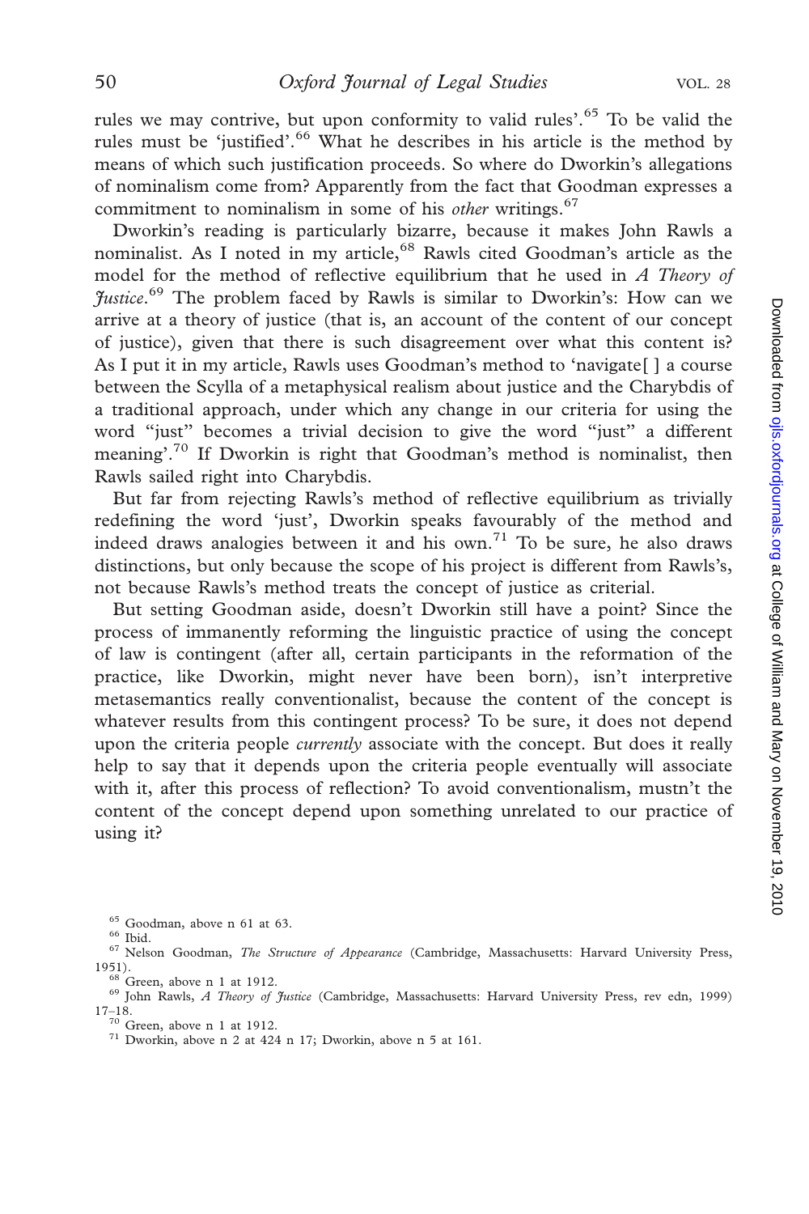rules we may contrive, but upon conformity to valid rules'.[65] To be valid the rules must be 'justified'.[66] What he describes in his article is the method by means of which such justification proceeds. So where do Dworkin's allegations of nominalism come from? Apparently from the fact that Goodman expresses a commitment to nominalism in some of his *other* writings.[67]

Dworkin's reading is particularly bizarre, because it makes John Rawls a nominalist. As I noted in my article,[68] Rawls cited Goodman's article as the model for the method of reflective equilibrium that he used in *A Theory of Justice*.[69] The problem faced by Rawls is similar to Dworkin's: How can we arrive at a theory of justice (that is, an account of the content of our concept of justice), given that there is such disagreement over what this content is? As I put it in my article, Rawls uses Goodman's method to 'navigate[ ] a course between the Scylla of a metaphysical realism about justice and the Charybdis of a traditional approach, under which any change in our criteria for using the word "just" becomes a trivial decision to give the word "just" a different meaning'.[70] If Dworkin is right that Goodman's method is nominalist, then Rawls sailed right into Charybdis.

But far from rejecting Rawls's method of reflective equilibrium as trivially redefining the word 'just', Dworkin speaks favourably of the method and indeed draws analogies between it and his own.[71] To be sure, he also draws distinctions, but only because the scope of his project is different from Rawls's, not because Rawls's method treats the concept of justice as criterial.

But setting Goodman aside, doesn't Dworkin still have a point? Since the process of immanently reforming the linguistic practice of using the concept of law is contingent (after all, certain participants in the reformation of the practice, like Dworkin, might never have been born), isn't interpretive metasemantics really conventionalist, because the content of the concept is whatever results from this contingent process? To be sure, it does not depend upon the criteria people *currently* associate with the concept. But does it really help to say that it depends upon the criteria people eventually will associate with it, after this process of reflection? To avoid conventionalism, mustn't the content of the concept depend upon something unrelated to our practice of using it?

[65] Goodman, above n 61 at 63.

[66] Ibid.

[67] Nelson Goodman, *The Structure of Appearance* (Cambridge, Massachusetts: Harvard University Press, 1951).

[68] Green, above n 1 at 1912.

[69] John Rawls, *A Theory of Justice* (Cambridge, Massachusetts: Harvard University Press, rev edn, 1999) 17–18.

[70] Green, above n 1 at 1912.

[71] Dworkin, above n 2 at 424 n 17; Dworkin, above n 5 at 161.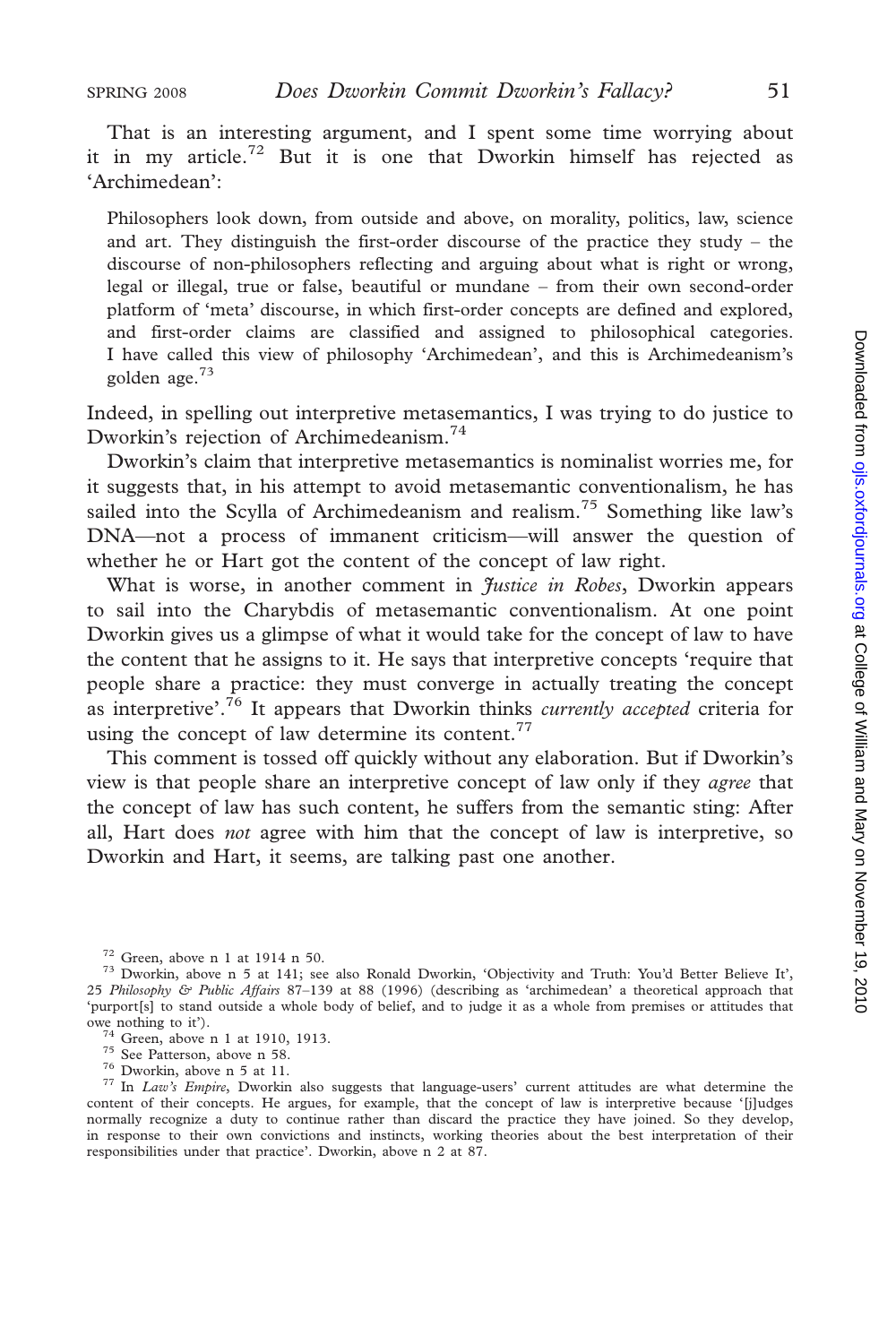That is an interesting argument, and I spent some time worrying about it in my article.[72] But it is one that Dworkin himself has rejected as 'Archimedean':

> Philosophers look down, from outside and above, on morality, politics, law, science and art. They distinguish the first-order discourse of the practice they study – the discourse of non-philosophers reflecting and arguing about what is right or wrong, legal or illegal, true or false, beautiful or mundane – from their own second-order platform of 'meta' discourse, in which first-order concepts are defined and explored, and first-order claims are classified and assigned to philosophical categories. I have called this view of philosophy 'Archimedean', and this is Archimedeanism's golden age.[73]

Indeed, in spelling out interpretive metasemantics, I was trying to do justice to Dworkin's rejection of Archimedeanism.[74]

Dworkin's claim that interpretive metasemantics is nominalist worries me, for it suggests that, in his attempt to avoid metasemantic conventionalism, he has sailed into the Scylla of Archimedeanism and realism.[75] Something like law's DNA—not a process of immanent criticism—will answer the question of whether he or Hart got the content of the concept of law right.

What is worse, in another comment in *Justice in Robes*, Dworkin appears to sail into the Charybdis of metasemantic conventionalism. At one point Dworkin gives us a glimpse of what it would take for the concept of law to have the content that he assigns to it. He says that interpretive concepts 'require that people share a practice: they must converge in actually treating the concept as interpretive'.[76] It appears that Dworkin thinks *currently accepted* criteria for using the concept of law determine its content.[77]

This comment is tossed off quickly without any elaboration. But if Dworkin's view is that people share an interpretive concept of law only if they *agree* that the concept of law has such content, he suffers from the semantic sting: After all, Hart does *not* agree with him that the concept of law is interpretive, so Dworkin and Hart, it seems, are talking past one another.

---

[72] Green, above n 1 at 1914 n 50.

[73] Dworkin, above n 5 at 141; see also Ronald Dworkin, 'Objectivity and Truth: You'd Better Believe It', 25 *Philosophy & Public Affairs* 87–139 at 88 (1996) (describing as 'archimedean' a theoretical approach that 'purport[s] to stand outside a whole body of belief, and to judge it as a whole from premises or attitudes that owe nothing to it').

[74] Green, above n 1 at 1910, 1913.

[75] See Patterson, above n 58.

[76] Dworkin, above n 5 at 11.

[77] In *Law's Empire*, Dworkin also suggests that language-users' current attitudes are what determine the content of their concepts. He argues, for example, that the concept of law is interpretive because '[j]udges normally recognize a duty to continue rather than discard the practice they have joined. So they develop, in response to their own convictions and instincts, working theories about the best interpretation of their responsibilities under that practice'. Dworkin, above n 2 at 87.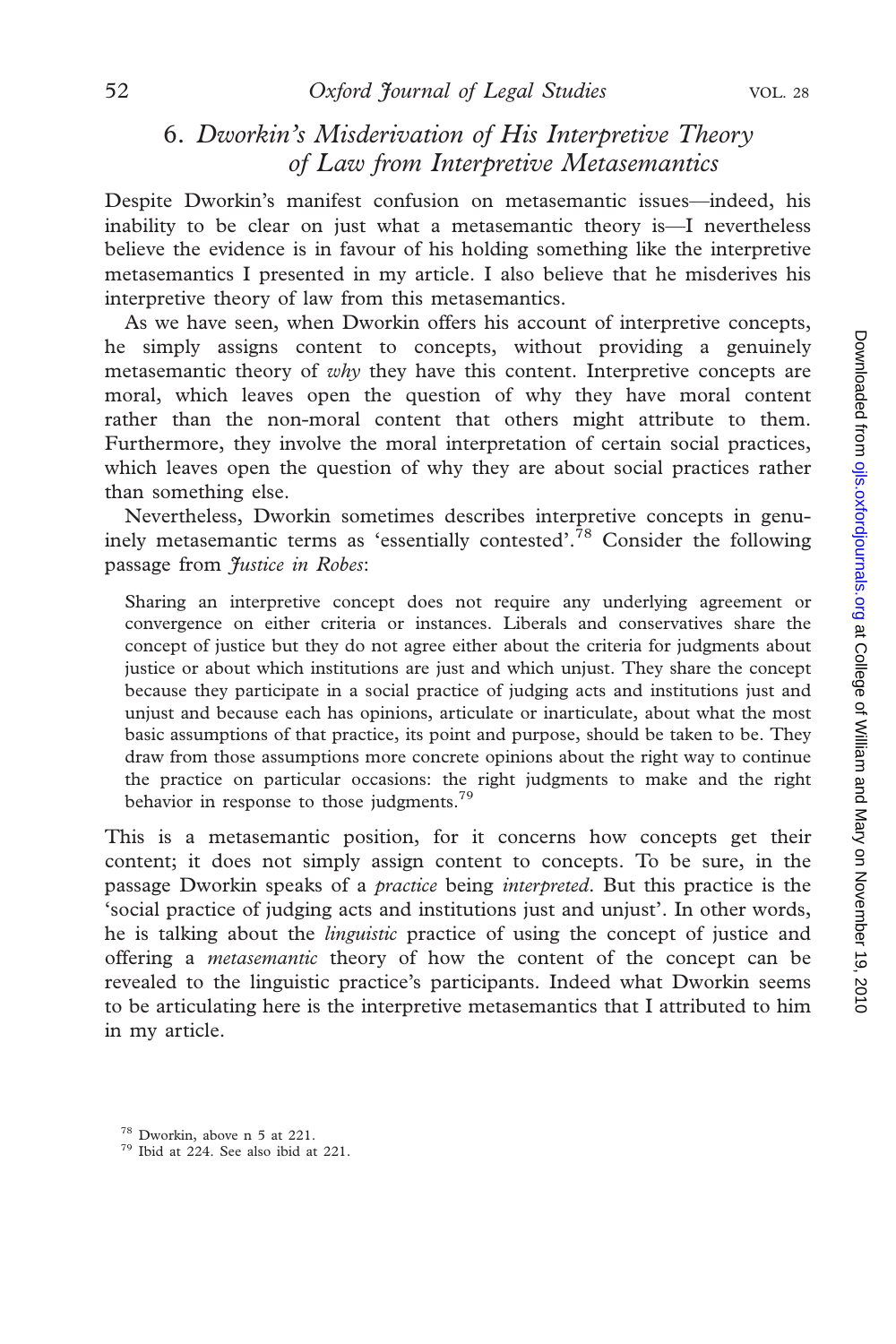## 6. *Dworkin's Misderivation of His Interpretive Theory of Law from Interpretive Metasemantics*

Despite Dworkin's manifest confusion on metasemantic issues—indeed, his inability to be clear on just what a metasemantic theory is—I nevertheless believe the evidence is in favour of his holding something like the interpretive metasemantics I presented in my article. I also believe that he misderives his interpretive theory of law from this metasemantics.

As we have seen, when Dworkin offers his account of interpretive concepts, he simply assigns content to concepts, without providing a genuinely metasemantic theory of *why* they have this content. Interpretive concepts are moral, which leaves open the question of why they have moral content rather than the non-moral content that others might attribute to them. Furthermore, they involve the moral interpretation of certain social practices, which leaves open the question of why they are about social practices rather than something else.

Nevertheless, Dworkin sometimes describes interpretive concepts in genuinely metasemantic terms as 'essentially contested'.[78] Consider the following passage from *Justice in Robes*:

> Sharing an interpretive concept does not require any underlying agreement or convergence on either criteria or instances. Liberals and conservatives share the concept of justice but they do not agree either about the criteria for judgments about justice or about which institutions are just and which unjust. They share the concept because they participate in a social practice of judging acts and institutions just and unjust and because each has opinions, articulate or inarticulate, about what the most basic assumptions of that practice, its point and purpose, should be taken to be. They draw from those assumptions more concrete opinions about the right way to continue the practice on particular occasions: the right judgments to make and the right behavior in response to those judgments.[79]

This is a metasemantic position, for it concerns how concepts get their content; it does not simply assign content to concepts. To be sure, in the passage Dworkin speaks of a *practice* being *interpreted*. But this practice is the 'social practice of judging acts and institutions just and unjust'. In other words, he is talking about the *linguistic* practice of using the concept of justice and offering a *metasemantic* theory of how the content of the concept can be revealed to the linguistic practice's participants. Indeed what Dworkin seems to be articulating here is the interpretive metasemantics that I attributed to him in my article.

[78] Dworkin, above n 5 at 221.

[79] Ibid at 224. See also ibid at 221.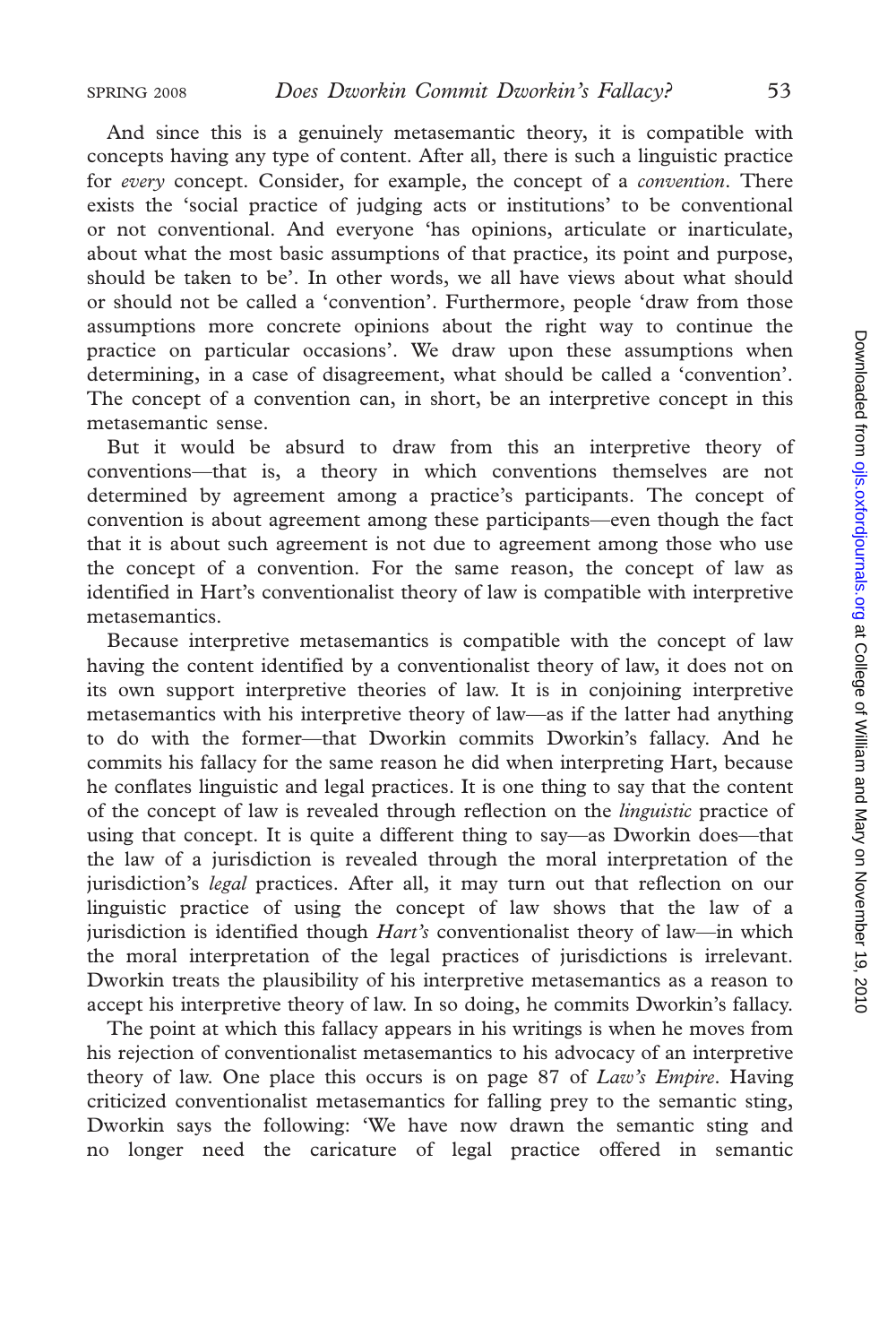And since this is a genuinely metasemantic theory, it is compatible with concepts having any type of content. After all, there is such a linguistic practice for *every* concept. Consider, for example, the concept of a *convention*. There exists the 'social practice of judging acts or institutions' to be conventional or not conventional. And everyone 'has opinions, articulate or inarticulate, about what the most basic assumptions of that practice, its point and purpose, should be taken to be'. In other words, we all have views about what should or should not be called a 'convention'. Furthermore, people 'draw from those assumptions more concrete opinions about the right way to continue the practice on particular occasions'. We draw upon these assumptions when determining, in a case of disagreement, what should be called a 'convention'. The concept of a convention can, in short, be an interpretive concept in this metasemantic sense.

But it would be absurd to draw from this an interpretive theory of conventions—that is, a theory in which conventions themselves are not determined by agreement among a practice's participants. The concept of convention is about agreement among these participants—even though the fact that it is about such agreement is not due to agreement among those who use the concept of a convention. For the same reason, the concept of law as identified in Hart's conventionalist theory of law is compatible with interpretive metasemantics.

Because interpretive metasemantics is compatible with the concept of law having the content identified by a conventionalist theory of law, it does not on its own support interpretive theories of law. It is in conjoining interpretive metasemantics with his interpretive theory of law—as if the latter had anything to do with the former—that Dworkin commits Dworkin's fallacy. And he commits his fallacy for the same reason he did when interpreting Hart, because he conflates linguistic and legal practices. It is one thing to say that the content of the concept of law is revealed through reflection on the *linguistic* practice of using that concept. It is quite a different thing to say—as Dworkin does—that the law of a jurisdiction is revealed through the moral interpretation of the jurisdiction's *legal* practices. After all, it may turn out that reflection on our linguistic practice of using the concept of law shows that the law of a jurisdiction is identified though *Hart's* conventionalist theory of law—in which the moral interpretation of the legal practices of jurisdictions is irrelevant. Dworkin treats the plausibility of his interpretive metasemantics as a reason to accept his interpretive theory of law. In so doing, he commits Dworkin's fallacy.

The point at which this fallacy appears in his writings is when he moves from his rejection of conventionalist metasemantics to his advocacy of an interpretive theory of law. One place this occurs is on page 87 of *Law's Empire*. Having criticized conventionalist metasemantics for falling prey to the semantic sting, Dworkin says the following: 'We have now drawn the semantic sting and no longer need the caricature of legal practice offered in semantic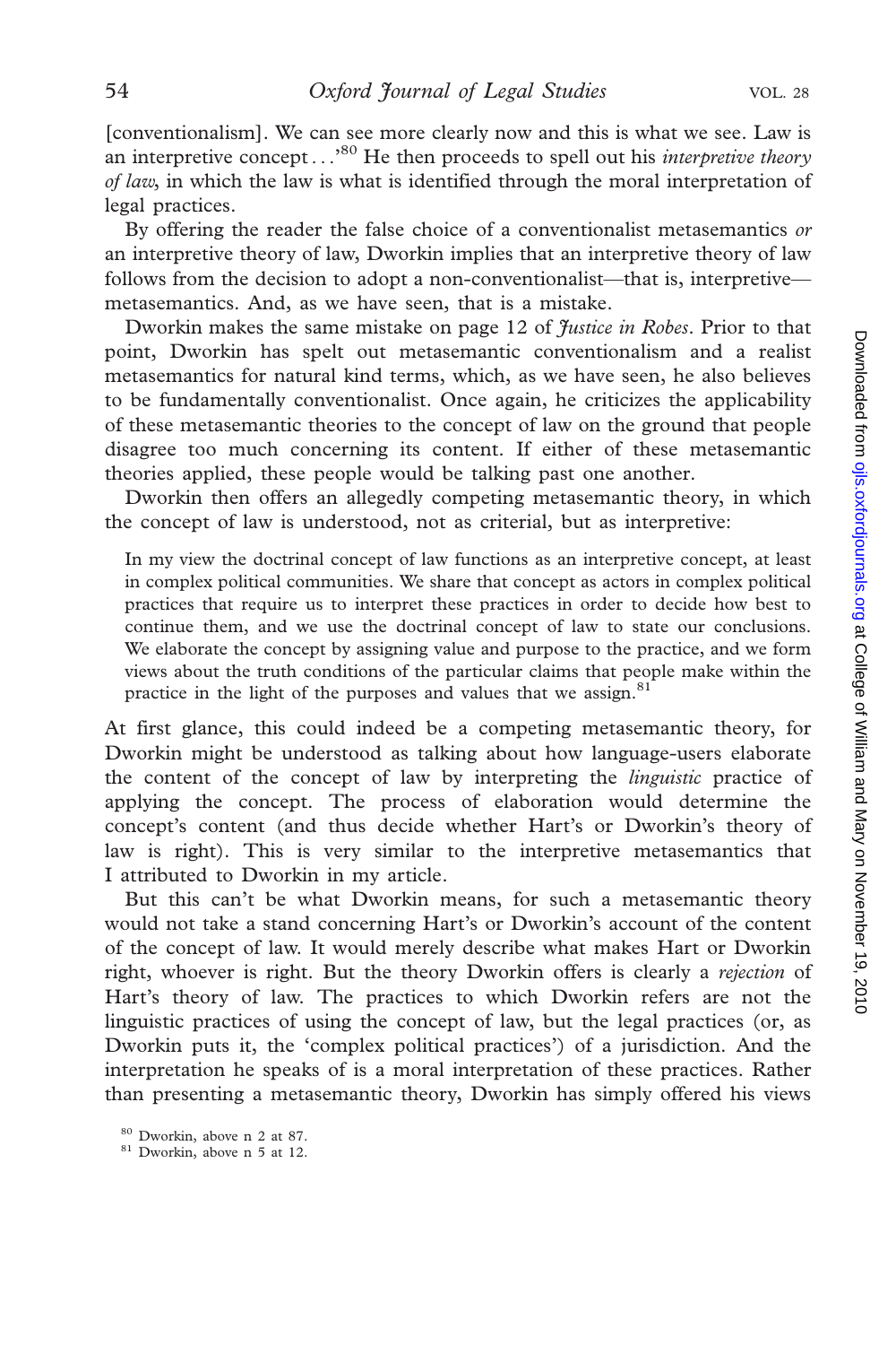[conventionalism]. We can see more clearly now and this is what we see. Law is an interpretive concept . . .'[80] He then proceeds to spell out his *interpretive theory of law*, in which the law is what is identified through the moral interpretation of legal practices.

By offering the reader the false choice of a conventionalist metasemantics *or* an interpretive theory of law, Dworkin implies that an interpretive theory of law follows from the decision to adopt a non-conventionalist—that is, interpretive—metasemantics. And, as we have seen, that is a mistake.

Dworkin makes the same mistake on page 12 of *Justice in Robes*. Prior to that point, Dworkin has spelt out metasemantic conventionalism and a realist metasemantics for natural kind terms, which, as we have seen, he also believes to be fundamentally conventionalist. Once again, he criticizes the applicability of these metasemantic theories to the concept of law on the ground that people disagree too much concerning its content. If either of these metasemantic theories applied, these people would be talking past one another.

Dworkin then offers an allegedly competing metasemantic theory, in which the concept of law is understood, not as criterial, but as interpretive:

> In my view the doctrinal concept of law functions as an interpretive concept, at least in complex political communities. We share that concept as actors in complex political practices that require us to interpret these practices in order to decide how best to continue them, and we use the doctrinal concept of law to state our conclusions. We elaborate the concept by assigning value and purpose to the practice, and we form views about the truth conditions of the particular claims that people make within the practice in the light of the purposes and values that we assign.[81]

At first glance, this could indeed be a competing metasemantic theory, for Dworkin might be understood as talking about how language-users elaborate the content of the concept of law by interpreting the *linguistic* practice of applying the concept. The process of elaboration would determine the concept's content (and thus decide whether Hart's or Dworkin's theory of law is right). This is very similar to the interpretive metasemantics that I attributed to Dworkin in my article.

But this can't be what Dworkin means, for such a metasemantic theory would not take a stand concerning Hart's or Dworkin's account of the content of the concept of law. It would merely describe what makes Hart or Dworkin right, whoever is right. But the theory Dworkin offers is clearly a *rejection* of Hart's theory of law. The practices to which Dworkin refers are not the linguistic practices of using the concept of law, but the legal practices (or, as Dworkin puts it, the 'complex political practices') of a jurisdiction. And the interpretation he speaks of is a moral interpretation of these practices. Rather than presenting a metasemantic theory, Dworkin has simply offered his views

[80] Dworkin, above n 2 at 87.

[81] Dworkin, above n 5 at 12.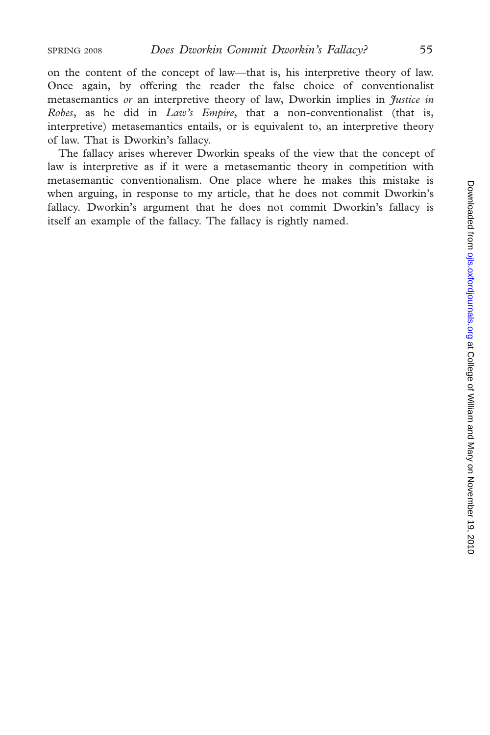on the content of the concept of law—that is, his interpretive theory of law. Once again, by offering the reader the false choice of conventionalist metasemantics *or* an interpretive theory of law, Dworkin implies in *Justice in Robes*, as he did in *Law's Empire*, that a non-conventionalist (that is, interpretive) metasemantics entails, or is equivalent to, an interpretive theory of law. That is Dworkin's fallacy.

The fallacy arises wherever Dworkin speaks of the view that the concept of law is interpretive as if it were a metasemantic theory in competition with metasemantic conventionalism. One place where he makes this mistake is when arguing, in response to my article, that he does not commit Dworkin's fallacy. Dworkin's argument that he does not commit Dworkin's fallacy is itself an example of the fallacy. The fallacy is rightly named.